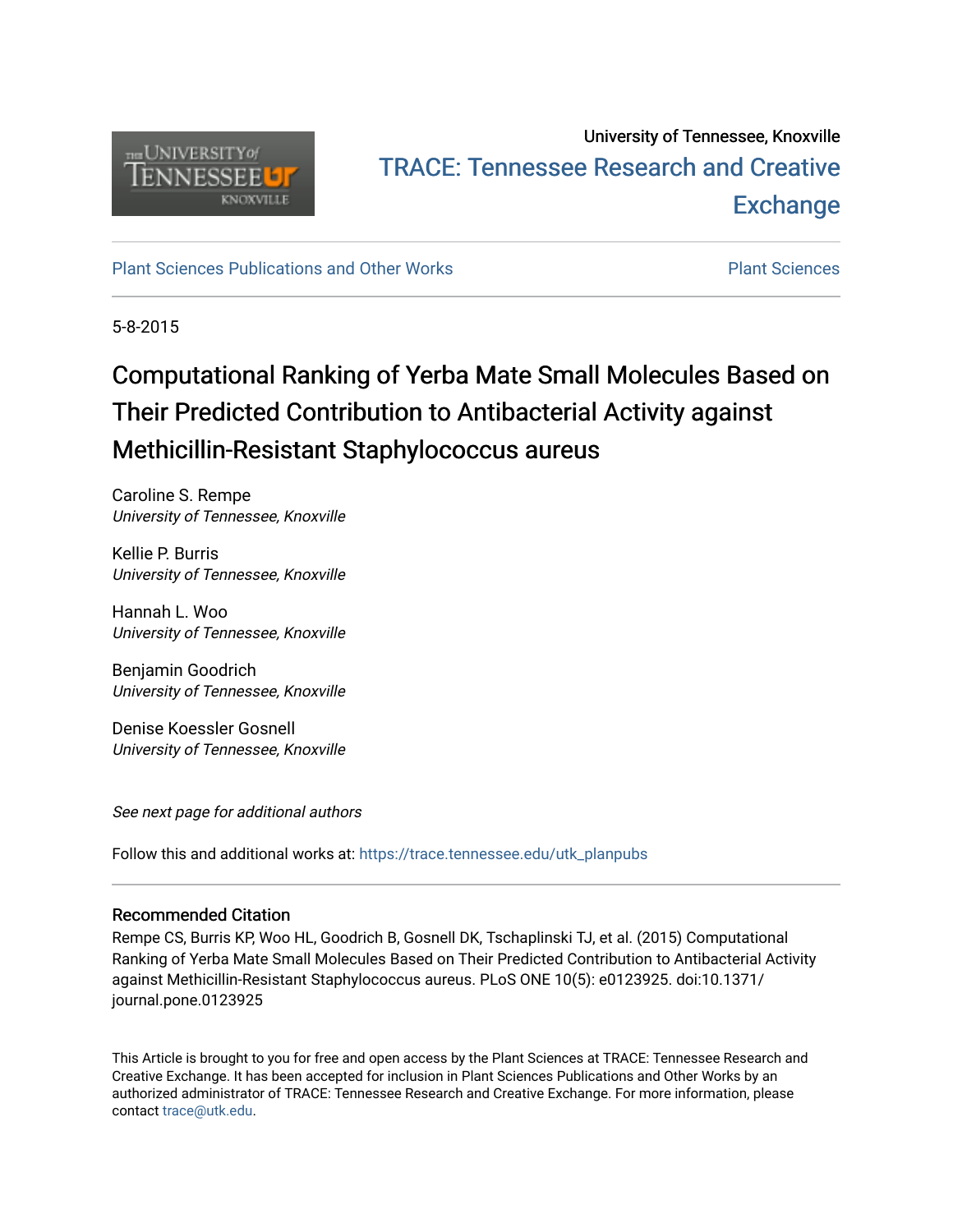University of Tennessee, Knoxville

TRACE: Tennessee Research and Creative Exchange

Plant Sciences Publications and Other Works

Plant Sciences

5-8-2015

# Computational Ranking of Yerba Mate Small Molecules Based on Their Predicted Contribution to Antibacterial Activity against Methicillin-Resistant Staphylococcus aureus

Caroline S. Rempe
*University of Tennessee, Knoxville*

Kellie P. Burris
*University of Tennessee, Knoxville*

Hannah L. Woo
*University of Tennessee, Knoxville*

Benjamin Goodrich
*University of Tennessee, Knoxville*

Denise Koessler Gosnell
*University of Tennessee, Knoxville*

*See next page for additional authors*

Follow this and additional works at: https://trace.tennessee.edu/utk_planpubs

## Recommended Citation

Rempe CS, Burris KP, Woo HL, Goodrich B, Gosnell DK, Tschaplinski TJ, et al. (2015) Computational Ranking of Yerba Mate Small Molecules Based on Their Predicted Contribution to Antibacterial Activity against Methicillin-Resistant Staphylococcus aureus. PLoS ONE 10(5): e0123925. doi:10.1371/journal.pone.0123925

This Article is brought to you for free and open access by the Plant Sciences at TRACE: Tennessee Research and Creative Exchange. It has been accepted for inclusion in Plant Sciences Publications and Other Works by an authorized administrator of TRACE: Tennessee Research and Creative Exchange. For more information, please contact trace@utk.edu.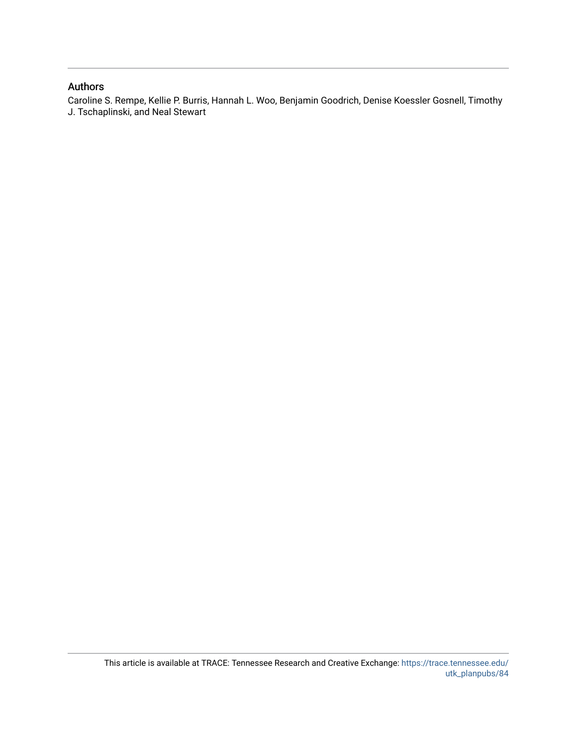## Authors

Caroline S. Rempe, Kellie P. Burris, Hannah L. Woo, Benjamin Goodrich, Denise Koessler Gosnell, Timothy J. Tschaplinski, and Neal Stewart

This article is available at TRACE: Tennessee Research and Creative Exchange: https://trace.tennessee.edu/utk_planpubs/84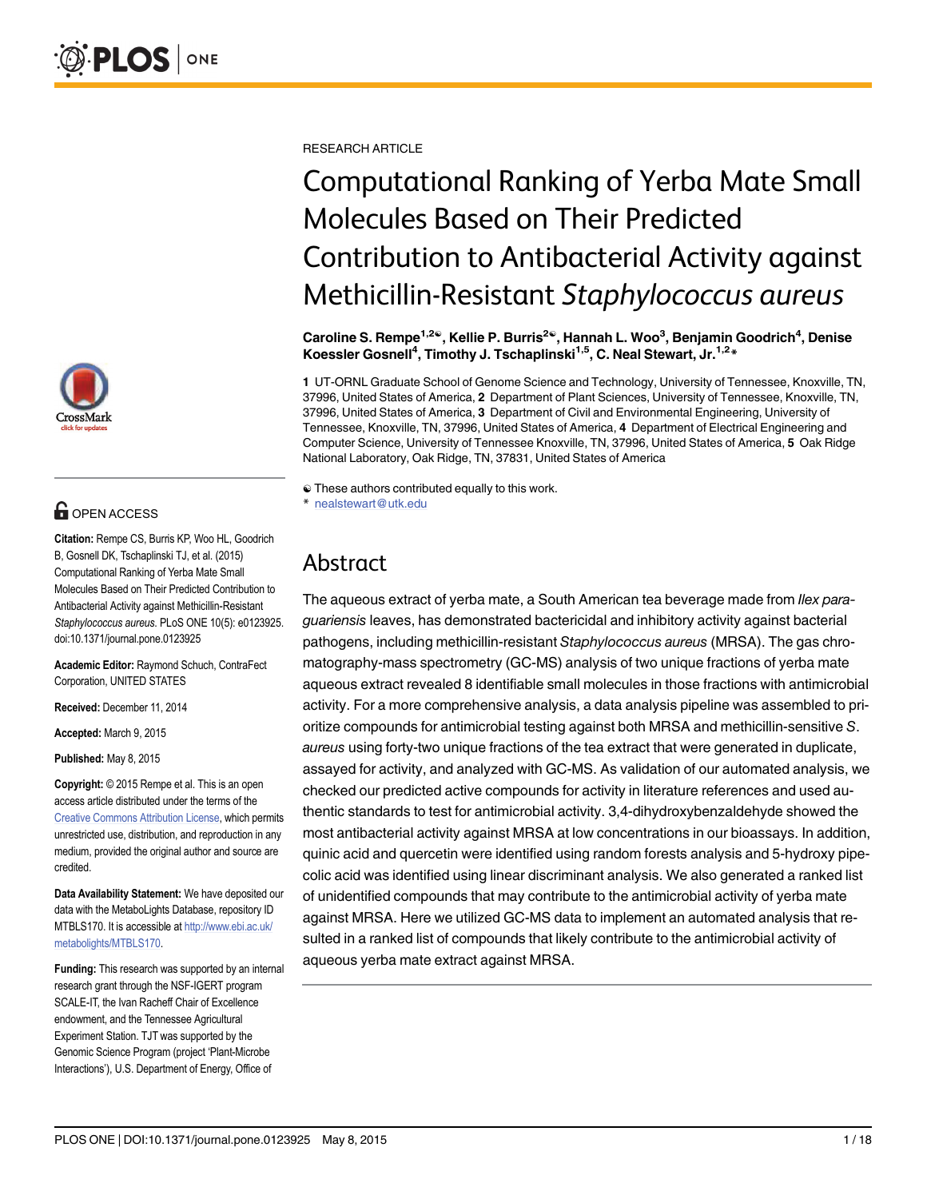RESEARCH ARTICLE

# Computational Ranking of Yerba Mate Small Molecules Based on Their Predicted Contribution to Antibacterial Activity against Methicillin-Resistant *Staphylococcus aureus*

**Caroline S. Rempe[1,2☯], Kellie P. Burris[2☯], Hannah L. Woo[3], Benjamin Goodrich[4], Denise Koessler Gosnell[4], Timothy J. Tschaplinski[1,5], C. Neal Stewart, Jr.[1,2]***

**1** UT-ORNL Graduate School of Genome Science and Technology, University of Tennessee, Knoxville, TN, 37996, United States of America, **2** Department of Plant Sciences, University of Tennessee, Knoxville, TN, 37996, United States of America, **3** Department of Civil and Environmental Engineering, University of Tennessee, Knoxville, TN, 37996, United States of America, **4** Department of Electrical Engineering and Computer Science, University of Tennessee Knoxville, TN, 37996, United States of America, **5** Oak Ridge National Laboratory, Oak Ridge, TN, 37831, United States of America

☯ These authors contributed equally to this work.
* nealstewart@utk.edu

OPEN ACCESS

**Citation:** Rempe CS, Burris KP, Woo HL, Goodrich B, Gosnell DK, Tschaplinski TJ, et al. (2015) Computational Ranking of Yerba Mate Small Molecules Based on Their Predicted Contribution to Antibacterial Activity against Methicillin-Resistant *Staphylococcus aureus*. PLoS ONE 10(5): e0123925. doi:10.1371/journal.pone.0123925

**Academic Editor:** Raymond Schuch, ContraFect Corporation, UNITED STATES

**Received:** December 11, 2014

**Accepted:** March 9, 2015

**Published:** May 8, 2015

**Copyright:** © 2015 Rempe et al. This is an open access article distributed under the terms of the Creative Commons Attribution License, which permits unrestricted use, distribution, and reproduction in any medium, provided the original author and source are credited.

**Data Availability Statement:** We have deposited our data with the MetaboLights Database, repository ID MTBLS170. It is accessible at http://www.ebi.ac.uk/metabolights/MTBLS170.

**Funding:** This research was supported by an internal research grant through the NSF-IGERT program SCALE-IT, the Ivan Racheff Chair of Excellence endowment, and the Tennessee Agricultural Experiment Station. TJT was supported by the Genomic Science Program (project 'Plant-Microbe Interactions'), U.S. Department of Energy, Office of

## Abstract

The aqueous extract of yerba mate, a South American tea beverage made from *Ilex paraguariensis* leaves, has demonstrated bactericidal and inhibitory activity against bacterial pathogens, including methicillin-resistant *Staphylococcus aureus* (MRSA). The gas chromatography-mass spectrometry (GC-MS) analysis of two unique fractions of yerba mate aqueous extract revealed 8 identifiable small molecules in those fractions with antimicrobial activity. For a more comprehensive analysis, a data analysis pipeline was assembled to prioritize compounds for antimicrobial testing against both MRSA and methicillin-sensitive *S. aureus* using forty-two unique fractions of the tea extract that were generated in duplicate, assayed for activity, and analyzed with GC-MS. As validation of our automated analysis, we checked our predicted active compounds for activity in literature references and used authentic standards to test for antimicrobial activity. 3,4-dihydroxybenzaldehyde showed the most antibacterial activity against MRSA at low concentrations in our bioassays. In addition, quinic acid and quercetin were identified using random forests analysis and 5-hydroxy pipecolic acid was identified using linear discriminant analysis. We also generated a ranked list of unidentified compounds that may contribute to the antimicrobial activity of yerba mate against MRSA. Here we utilized GC-MS data to implement an automated analysis that resulted in a ranked list of compounds that likely contribute to the antimicrobial activity of aqueous yerba mate extract against MRSA.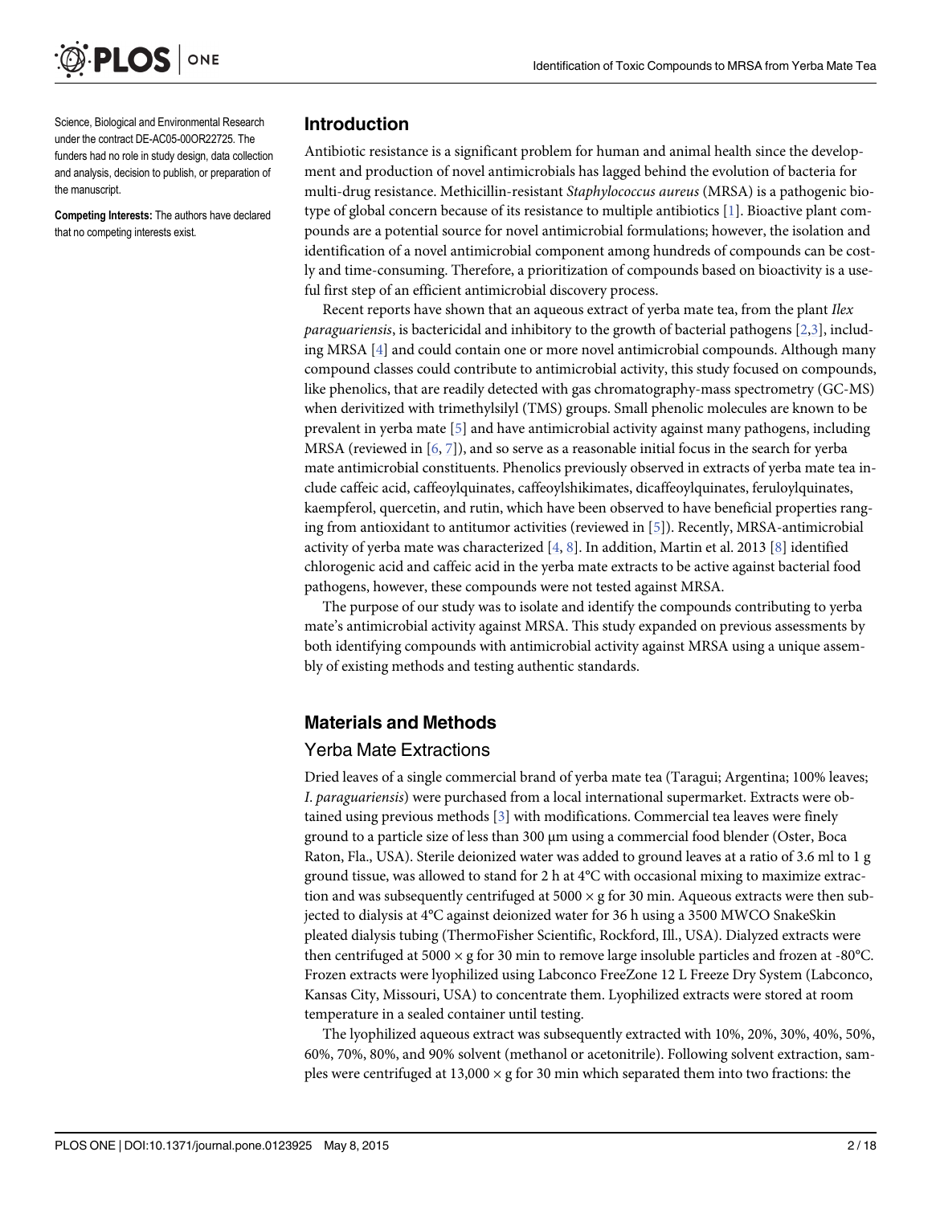Science, Biological and Environmental Research under the contract DE-AC05-00OR22725. The funders had no role in study design, data collection and analysis, decision to publish, or preparation of the manuscript.

**Competing Interests:** The authors have declared that no competing interests exist.

## Introduction

Antibiotic resistance is a significant problem for human and animal health since the development and production of novel antimicrobials has lagged behind the evolution of bacteria for multi-drug resistance. Methicillin-resistant *Staphylococcus aureus* (MRSA) is a pathogenic biotype of global concern because of its resistance to multiple antibiotics [1]. Bioactive plant compounds are a potential source for novel antimicrobial formulations; however, the isolation and identification of a novel antimicrobial component among hundreds of compounds can be costly and time-consuming. Therefore, a prioritization of compounds based on bioactivity is a useful first step of an efficient antimicrobial discovery process.

Recent reports have shown that an aqueous extract of yerba mate tea, from the plant *Ilex paraguariensis*, is bactericidal and inhibitory to the growth of bacterial pathogens [2,3], including MRSA [4] and could contain one or more novel antimicrobial compounds. Although many compound classes could contribute to antimicrobial activity, this study focused on compounds, like phenolics, that are readily detected with gas chromatography-mass spectrometry (GC-MS) when derivitized with trimethylsilyl (TMS) groups. Small phenolic molecules are known to be prevalent in yerba mate [5] and have antimicrobial activity against many pathogens, including MRSA (reviewed in [6, 7]), and so serve as a reasonable initial focus in the search for yerba mate antimicrobial constituents. Phenolics previously observed in extracts of yerba mate tea include caffeic acid, caffeoylquinates, caffeoylshikimates, dicaffeoylquinates, feruloylquinates, kaempferol, quercetin, and rutin, which have been observed to have beneficial properties ranging from antioxidant to antitumor activities (reviewed in [5]). Recently, MRSA-antimicrobial activity of yerba mate was characterized [4, 8]. In addition, Martin et al. 2013 [8] identified chlorogenic acid and caffeic acid in the yerba mate extracts to be active against bacterial food pathogens, however, these compounds were not tested against MRSA.

The purpose of our study was to isolate and identify the compounds contributing to yerba mate's antimicrobial activity against MRSA. This study expanded on previous assessments by both identifying compounds with antimicrobial activity against MRSA using a unique assembly of existing methods and testing authentic standards.

## Materials and Methods

### Yerba Mate Extractions

Dried leaves of a single commercial brand of yerba mate tea (Taragui; Argentina; 100% leaves; *I. paraguariensis*) were purchased from a local international supermarket. Extracts were obtained using previous methods [3] with modifications. Commercial tea leaves were finely ground to a particle size of less than 300 μm using a commercial food blender (Oster, Boca Raton, Fla., USA). Sterile deionized water was added to ground leaves at a ratio of 3.6 ml to 1 g ground tissue, was allowed to stand for 2 h at 4°C with occasional mixing to maximize extraction and was subsequently centrifuged at 5000 × g for 30 min. Aqueous extracts were then subjected to dialysis at 4°C against deionized water for 36 h using a 3500 MWCO SnakeSkin pleated dialysis tubing (ThermoFisher Scientific, Rockford, Ill., USA). Dialyzed extracts were then centrifuged at 5000 × g for 30 min to remove large insoluble particles and frozen at -80°C. Frozen extracts were lyophilized using Labconco FreeZone 12 L Freeze Dry System (Labconco, Kansas City, Missouri, USA) to concentrate them. Lyophilized extracts were stored at room temperature in a sealed container until testing.

The lyophilized aqueous extract was subsequently extracted with 10%, 20%, 30%, 40%, 50%, 60%, 70%, 80%, and 90% solvent (methanol or acetonitrile). Following solvent extraction, samples were centrifuged at 13,000 × g for 30 min which separated them into two fractions: the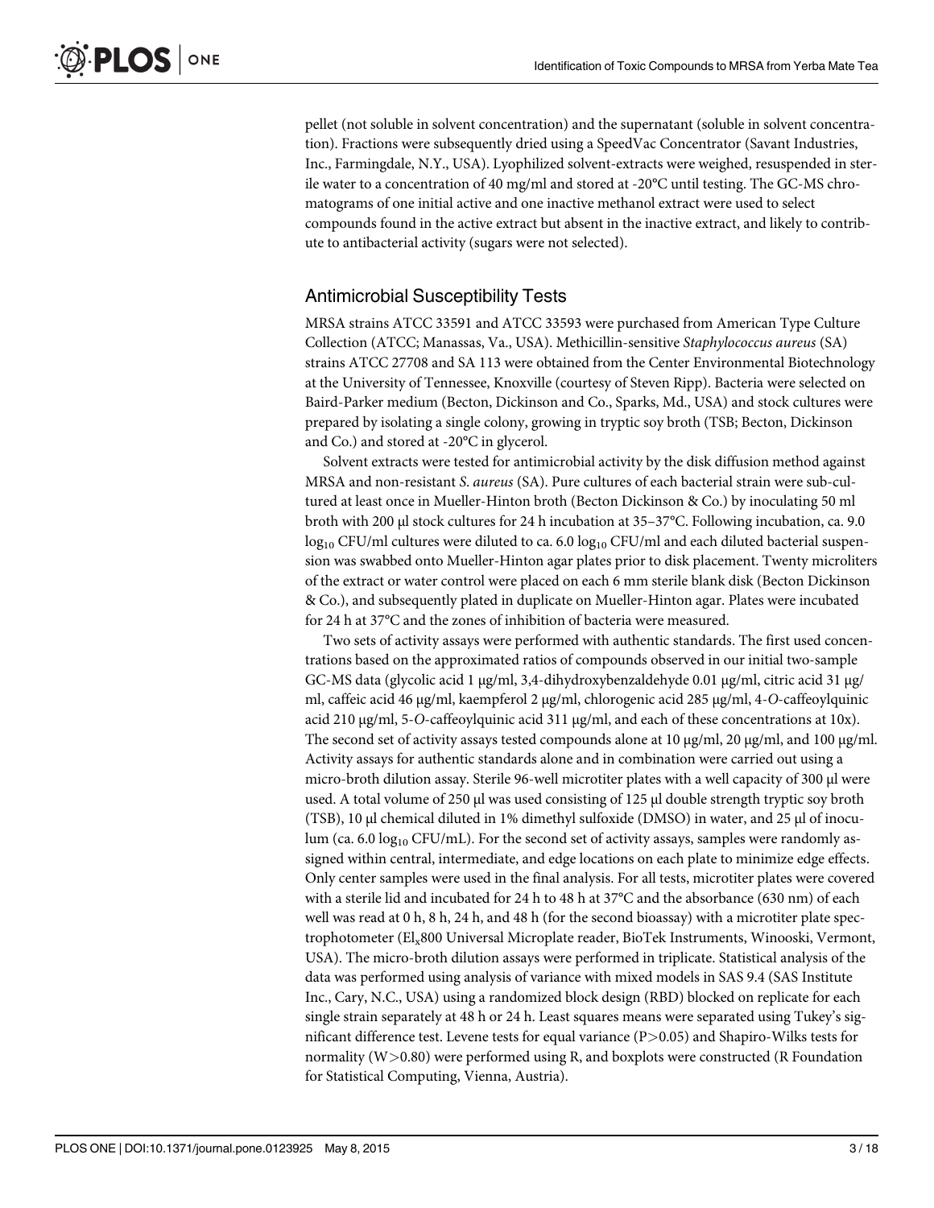pellet (not soluble in solvent concentration) and the supernatant (soluble in solvent concentration). Fractions were subsequently dried using a SpeedVac Concentrator (Savant Industries, Inc., Farmingdale, N.Y., USA). Lyophilized solvent-extracts were weighed, resuspended in sterile water to a concentration of 40 mg/ml and stored at -20°C until testing. The GC-MS chromatograms of one initial active and one inactive methanol extract were used to select compounds found in the active extract but absent in the inactive extract, and likely to contribute to antibacterial activity (sugars were not selected).

## Antimicrobial Susceptibility Tests

MRSA strains ATCC 33591 and ATCC 33593 were purchased from American Type Culture Collection (ATCC; Manassas, Va., USA). Methicillin-sensitive *Staphylococcus aureus* (SA) strains ATCC 27708 and SA 113 were obtained from the Center Environmental Biotechnology at the University of Tennessee, Knoxville (courtesy of Steven Ripp). Bacteria were selected on Baird-Parker medium (Becton, Dickinson and Co., Sparks, Md., USA) and stock cultures were prepared by isolating a single colony, growing in tryptic soy broth (TSB; Becton, Dickinson and Co.) and stored at -20°C in glycerol.

Solvent extracts were tested for antimicrobial activity by the disk diffusion method against MRSA and non-resistant *S*. *aureus* (SA). Pure cultures of each bacterial strain were sub-cultured at least once in Mueller-Hinton broth (Becton Dickinson & Co.) by inoculating 50 ml broth with 200 μl stock cultures for 24 h incubation at 35–37°C. Following incubation, ca. 9.0 $\log_{10}$ CFU/ml cultures were diluted to ca. 6.0 $\log_{10}$ CFU/ml and each diluted bacterial suspension was swabbed onto Mueller-Hinton agar plates prior to disk placement. Twenty microliters of the extract or water control were placed on each 6 mm sterile blank disk (Becton Dickinson & Co.), and subsequently plated in duplicate on Mueller-Hinton agar. Plates were incubated for 24 h at 37°C and the zones of inhibition of bacteria were measured.

Two sets of activity assays were performed with authentic standards. The first used concentrations based on the approximated ratios of compounds observed in our initial two-sample GC-MS data (glycolic acid 1 μg/ml, 3,4-dihydroxybenzaldehyde 0.01 μg/ml, citric acid 31 μg/ml, caffeic acid 46 μg/ml, kaempferol 2 μg/ml, chlorogenic acid 285 μg/ml, 4-*O*-caffeoylquinic acid 210 μg/ml, 5-*O*-caffeoylquinic acid 311 μg/ml, and each of these concentrations at 10x). The second set of activity assays tested compounds alone at 10 μg/ml, 20 μg/ml, and 100 μg/ml. Activity assays for authentic standards alone and in combination were carried out using a micro-broth dilution assay. Sterile 96-well microtiter plates with a well capacity of 300 μl were used. A total volume of 250 μl was used consisting of 125 μl double strength tryptic soy broth (TSB), 10 μl chemical diluted in 1% dimethyl sulfoxide (DMSO) in water, and 25 μl of inoculum (ca. 6.0 $\log_{10}$ CFU/mL). For the second set of activity assays, samples were randomly assigned within central, intermediate, and edge locations on each plate to minimize edge effects. Only center samples were used in the final analysis. For all tests, microtiter plates were covered with a sterile lid and incubated for 24 h to 48 h at 37°C and the absorbance (630 nm) of each well was read at 0 h, 8 h, 24 h, and 48 h (for the second bioassay) with a microtiter plate spectrophotometer ($El_x$800 Universal Microplate reader, BioTek Instruments, Winooski, Vermont, USA). The micro-broth dilution assays were performed in triplicate. Statistical analysis of the data was performed using analysis of variance with mixed models in SAS 9.4 (SAS Institute Inc., Cary, N.C., USA) using a randomized block design (RBD) blocked on replicate for each single strain separately at 48 h or 24 h. Least squares means were separated using Tukey's significant difference test. Levene tests for equal variance ($P>0.05$) and Shapiro-Wilks tests for normality ($W>0.80$) were performed using R, and boxplots were constructed (R Foundation for Statistical Computing, Vienna, Austria).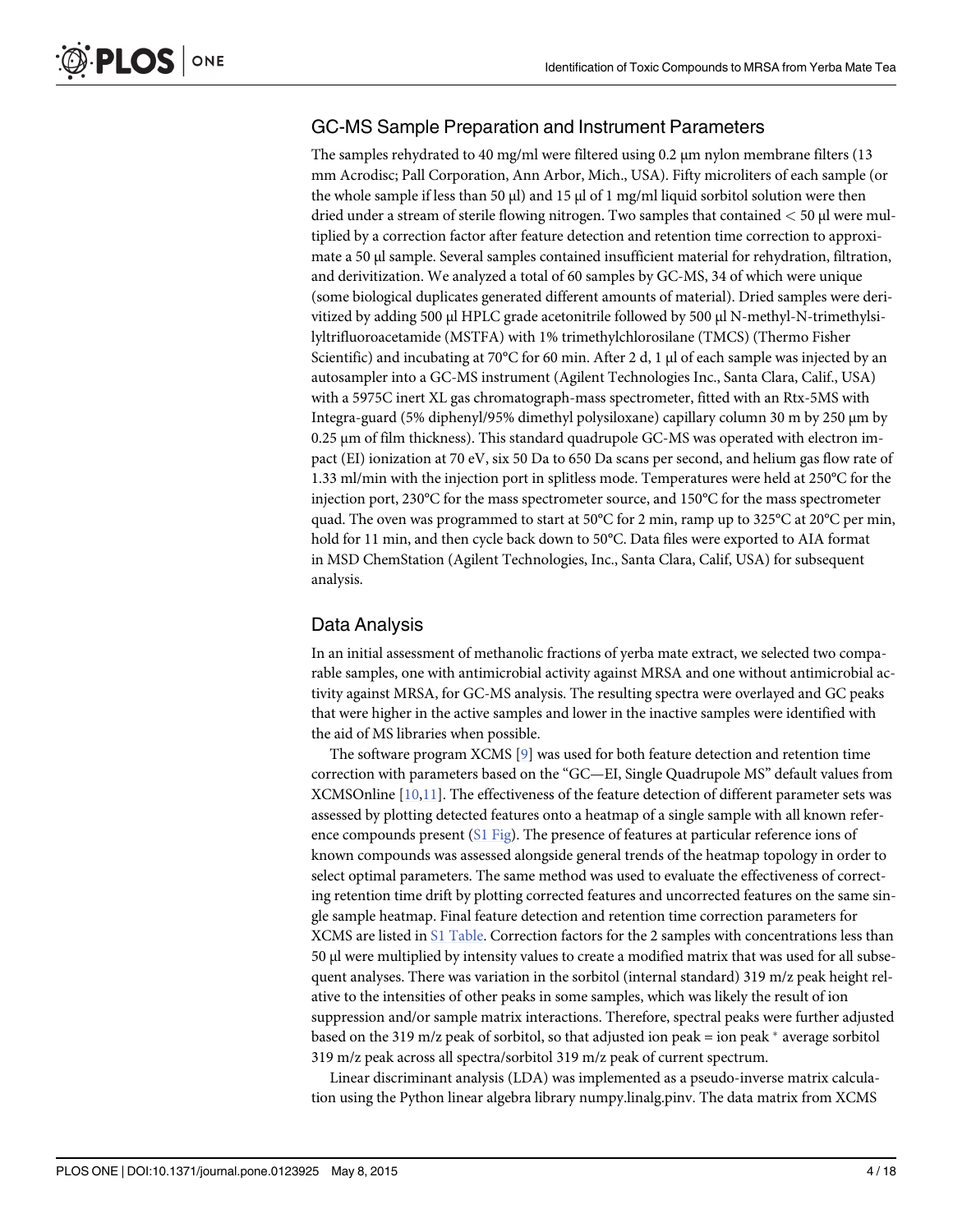## GC-MS Sample Preparation and Instrument Parameters

The samples rehydrated to 40 mg/ml were filtered using 0.2 μm nylon membrane filters (13 mm Acrodisc; Pall Corporation, Ann Arbor, Mich., USA). Fifty microliters of each sample (or the whole sample if less than 50 μl) and 15 μl of 1 mg/ml liquid sorbitol solution were then dried under a stream of sterile flowing nitrogen. Two samples that contained < 50 μl were multiplied by a correction factor after feature detection and retention time correction to approximate a 50 μl sample. Several samples contained insufficient material for rehydration, filtration, and derivitization. We analyzed a total of 60 samples by GC-MS, 34 of which were unique (some biological duplicates generated different amounts of material). Dried samples were derivitized by adding 500 μl HPLC grade acetonitrile followed by 500 μl N-methyl-N-trimethylsilyltrifluoroacetamide (MSTFA) with 1% trimethylchlorosilane (TMCS) (Thermo Fisher Scientific) and incubating at 70°C for 60 min. After 2 d, 1 μl of each sample was injected by an autosampler into a GC-MS instrument (Agilent Technologies Inc., Santa Clara, Calif., USA) with a 5975C inert XL gas chromatograph-mass spectrometer, fitted with an Rtx-5MS with Integra-guard (5% diphenyl/95% dimethyl polysiloxane) capillary column 30 m by 250 μm by 0.25 μm of film thickness). This standard quadrupole GC-MS was operated with electron impact (EI) ionization at 70 eV, six 50 Da to 650 Da scans per second, and helium gas flow rate of 1.33 ml/min with the injection port in splitless mode. Temperatures were held at 250°C for the injection port, 230°C for the mass spectrometer source, and 150°C for the mass spectrometer quad. The oven was programmed to start at 50°C for 2 min, ramp up to 325°C at 20°C per min, hold for 11 min, and then cycle back down to 50°C. Data files were exported to AIA format in MSD ChemStation (Agilent Technologies, Inc., Santa Clara, Calif, USA) for subsequent analysis.

## Data Analysis

In an initial assessment of methanolic fractions of yerba mate extract, we selected two comparable samples, one with antimicrobial activity against MRSA and one without antimicrobial activity against MRSA, for GC-MS analysis. The resulting spectra were overlayed and GC peaks that were higher in the active samples and lower in the inactive samples were identified with the aid of MS libraries when possible.

The software program XCMS [9] was used for both feature detection and retention time correction with parameters based on the "GC—EI, Single Quadrupole MS" default values from XCMSOnline [10,11]. The effectiveness of the feature detection of different parameter sets was assessed by plotting detected features onto a heatmap of a single sample with all known reference compounds present (S1 Fig). The presence of features at particular reference ions of known compounds was assessed alongside general trends of the heatmap topology in order to select optimal parameters. The same method was used to evaluate the effectiveness of correcting retention time drift by plotting corrected features and uncorrected features on the same single sample heatmap. Final feature detection and retention time correction parameters for XCMS are listed in S1 Table. Correction factors for the 2 samples with concentrations less than 50 μl were multiplied by intensity values to create a modified matrix that was used for all subsequent analyses. There was variation in the sorbitol (internal standard) 319 m/z peak height relative to the intensities of other peaks in some samples, which was likely the result of ion suppression and/or sample matrix interactions. Therefore, spectral peaks were further adjusted based on the 319 m/z peak of sorbitol, so that adjusted ion peak = ion peak * average sorbitol 319 m/z peak across all spectra/sorbitol 319 m/z peak of current spectrum.

Linear discriminant analysis (LDA) was implemented as a pseudo-inverse matrix calculation using the Python linear algebra library numpy.linalg.pinv. The data matrix from XCMS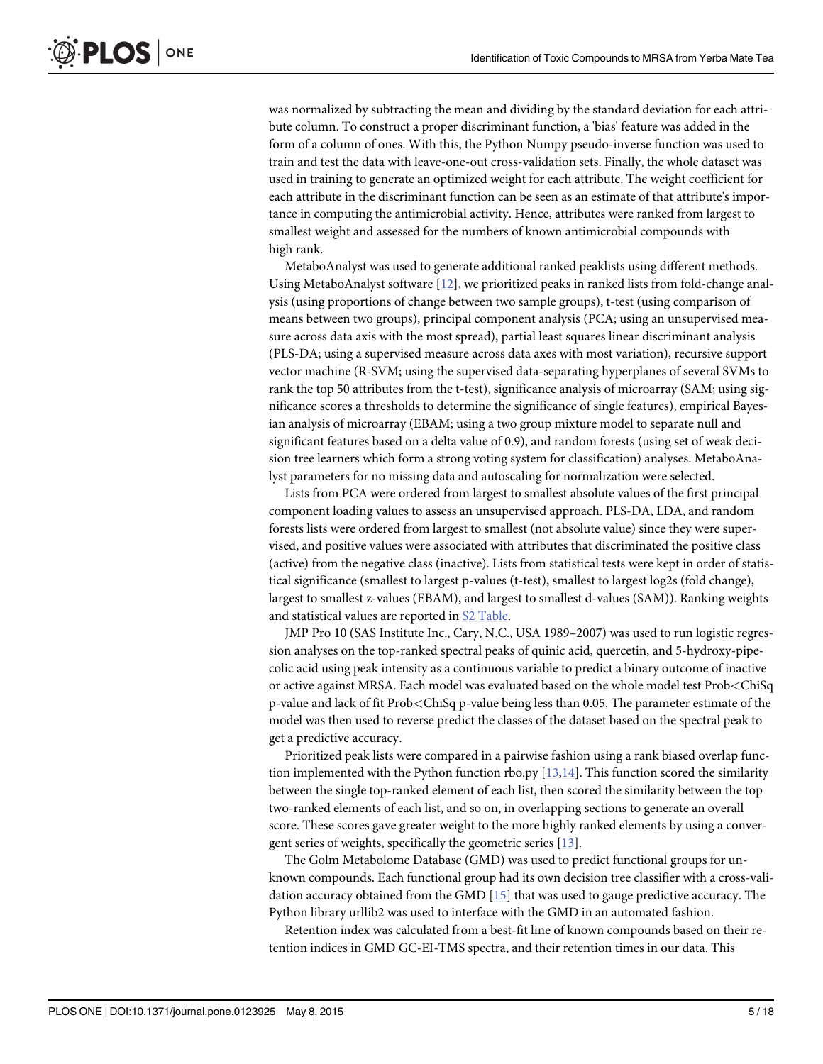was normalized by subtracting the mean and dividing by the standard deviation for each attribute column. To construct a proper discriminant function, a 'bias' feature was added in the form of a column of ones. With this, the Python Numpy pseudo-inverse function was used to train and test the data with leave-one-out cross-validation sets. Finally, the whole dataset was used in training to generate an optimized weight for each attribute. The weight coefficient for each attribute in the discriminant function can be seen as an estimate of that attribute's importance in computing the antimicrobial activity. Hence, attributes were ranked from largest to smallest weight and assessed for the numbers of known antimicrobial compounds with high rank.

MetaboAnalyst was used to generate additional ranked peaklists using different methods. Using MetaboAnalyst software [12], we prioritized peaks in ranked lists from fold-change analysis (using proportions of change between two sample groups), t-test (using comparison of means between two groups), principal component analysis (PCA; using an unsupervised measure across data axis with the most spread), partial least squares linear discriminant analysis (PLS-DA; using a supervised measure across data axes with most variation), recursive support vector machine (R-SVM; using the supervised data-separating hyperplanes of several SVMs to rank the top 50 attributes from the t-test), significance analysis of microarray (SAM; using significance scores a thresholds to determine the significance of single features), empirical Bayesian analysis of microarray (EBAM; using a two group mixture model to separate null and significant features based on a delta value of 0.9), and random forests (using set of weak decision tree learners which form a strong voting system for classification) analyses. MetaboAnalyst parameters for no missing data and autoscaling for normalization were selected.

Lists from PCA were ordered from largest to smallest absolute values of the first principal component loading values to assess an unsupervised approach. PLS-DA, LDA, and random forests lists were ordered from largest to smallest (not absolute value) since they were supervised, and positive values were associated with attributes that discriminated the positive class (active) from the negative class (inactive). Lists from statistical tests were kept in order of statistical significance (smallest to largest p-values (t-test), smallest to largest log2s (fold change), largest to smallest z-values (EBAM), and largest to smallest d-values (SAM)). Ranking weights and statistical values are reported in S2 Table.

JMP Pro 10 (SAS Institute Inc., Cary, N.C., USA 1989–2007) was used to run logistic regression analyses on the top-ranked spectral peaks of quinic acid, quercetin, and 5-hydroxy-pipecolic acid using peak intensity as a continuous variable to predict a binary outcome of inactive or active against MRSA. Each model was evaluated based on the whole model test Prob<ChiSq p-value and lack of fit Prob<ChiSq p-value being less than 0.05. The parameter estimate of the model was then used to reverse predict the classes of the dataset based on the spectral peak to get a predictive accuracy.

Prioritized peak lists were compared in a pairwise fashion using a rank biased overlap function implemented with the Python function rbo.py [13,14]. This function scored the similarity between the single top-ranked element of each list, then scored the similarity between the top two-ranked elements of each list, and so on, in overlapping sections to generate an overall score. These scores gave greater weight to the more highly ranked elements by using a convergent series of weights, specifically the geometric series [13].

The Golm Metabolome Database (GMD) was used to predict functional groups for unknown compounds. Each functional group had its own decision tree classifier with a cross-validation accuracy obtained from the GMD [15] that was used to gauge predictive accuracy. The Python library urllib2 was used to interface with the GMD in an automated fashion.

Retention index was calculated from a best-fit line of known compounds based on their retention indices in GMD GC-EI-TMS spectra, and their retention times in our data. This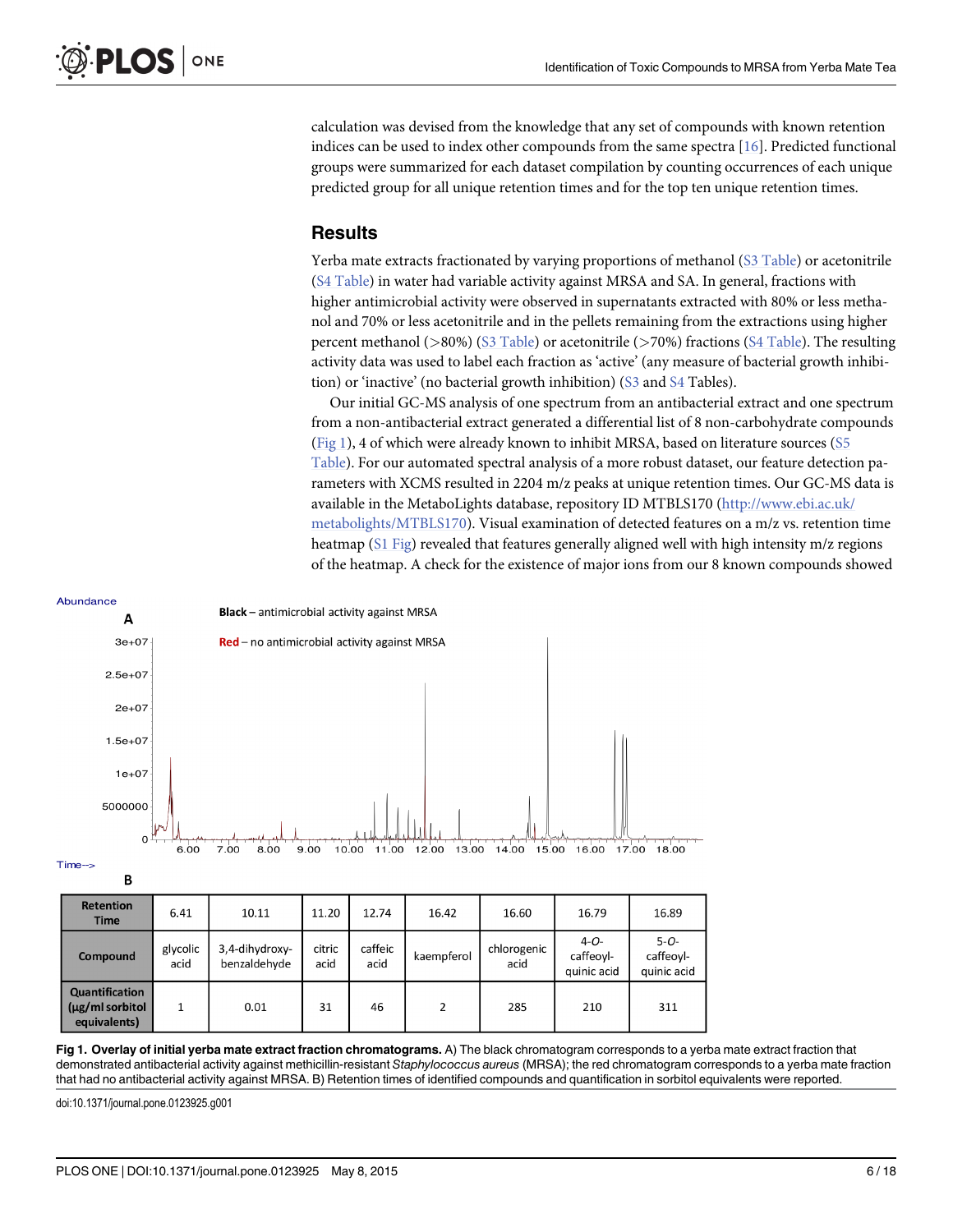calculation was devised from the knowledge that any set of compounds with known retention indices can be used to index other compounds from the same spectra [16]. Predicted functional groups were summarized for each dataset compilation by counting occurrences of each unique predicted group for all unique retention times and for the top ten unique retention times.

## Results

Yerba mate extracts fractionated by varying proportions of methanol (S3 Table) or acetonitrile (S4 Table) in water had variable activity against MRSA and SA. In general, fractions with higher antimicrobial activity were observed in supernatants extracted with 80% or less methanol and 70% or less acetonitrile and in the pellets remaining from the extractions using higher percent methanol (>80%) (S3 Table) or acetonitrile (>70%) fractions (S4 Table). The resulting activity data was used to label each fraction as 'active' (any measure of bacterial growth inhibition) or 'inactive' (no bacterial growth inhibition) (S3 and S4 Tables).

Our initial GC-MS analysis of one spectrum from an antibacterial extract and one spectrum from a non-antibacterial extract generated a differential list of 8 non-carbohydrate compounds (Fig 1), 4 of which were already known to inhibit MRSA, based on literature sources (S5 Table). For our automated spectral analysis of a more robust dataset, our feature detection parameters with XCMS resulted in 2204 m/z peaks at unique retention times. Our GC-MS data is available in the MetaboLights database, repository ID MTBLS170 (http://www.ebi.ac.uk/metabolights/MTBLS170). Visual examination of detected features on a m/z vs. retention time heatmap (S1 Fig) revealed that features generally aligned well with high intensity m/z regions of the heatmap. A check for the existence of major ions from our 8 known compounds showed

B

| Retention Time | 6.41 | 10.11 | 11.20 | 12.74 | 16.42 | 16.60 | 16.79 | 16.89 |
|---|---|---|---|---|---|---|---|---|
| Compound | glycolic acid | 3,4-dihydroxy-benzaldehyde | citric acid | caffeic acid | kaempferol | chlorogenic acid | *4-O*-caffeoyl-quinic acid | *5-O*-caffeoyl-quinic acid |
| Quantification (µg/ml sorbitol equivalents) | 1 | 0.01 | 31 | 46 | 2 | 285 | 210 | 311 |

**Fig 1. Overlay of initial yerba mate extract fraction chromatograms.** A) The black chromatogram corresponds to a yerba mate extract fraction that demonstrated antibacterial activity against methicillin-resistant *Staphylococcus aureus* (MRSA); the red chromatogram corresponds to a yerba mate fraction that had no antibacterial activity against MRSA. B) Retention times of identified compounds and quantification in sorbitol equivalents were reported.

doi:10.1371/journal.pone.0123925.g001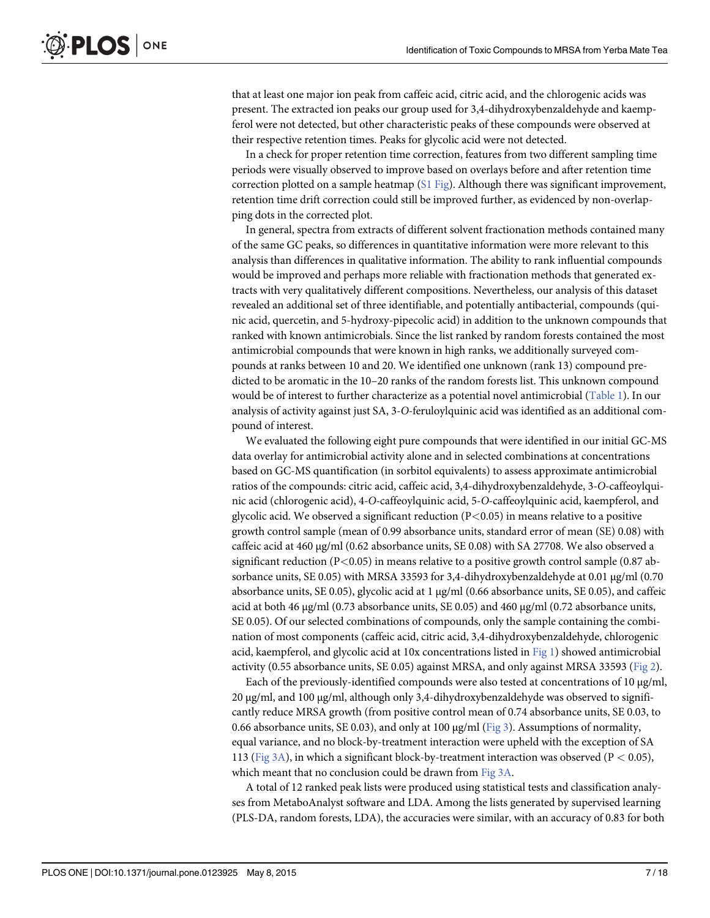that at least one major ion peak from caffeic acid, citric acid, and the chlorogenic acids was present. The extracted ion peaks our group used for 3,4-dihydroxybenzaldehyde and kaempferol were not detected, but other characteristic peaks of these compounds were observed at their respective retention times. Peaks for glycolic acid were not detected.

In a check for proper retention time correction, features from two different sampling time periods were visually observed to improve based on overlays before and after retention time correction plotted on a sample heatmap (S1 Fig). Although there was significant improvement, retention time drift correction could still be improved further, as evidenced by non-overlapping dots in the corrected plot.

In general, spectra from extracts of different solvent fractionation methods contained many of the same GC peaks, so differences in quantitative information were more relevant to this analysis than differences in qualitative information. The ability to rank influential compounds would be improved and perhaps more reliable with fractionation methods that generated extracts with very qualitatively different compositions. Nevertheless, our analysis of this dataset revealed an additional set of three identifiable, and potentially antibacterial, compounds (quinic acid, quercetin, and 5-hydroxy-pipecolic acid) in addition to the unknown compounds that ranked with known antimicrobials. Since the list ranked by random forests contained the most antimicrobial compounds that were known in high ranks, we additionally surveyed compounds at ranks between 10 and 20. We identified one unknown (rank 13) compound predicted to be aromatic in the 10–20 ranks of the random forests list. This unknown compound would be of interest to further characterize as a potential novel antimicrobial (Table 1). In our analysis of activity against just SA, 3-*O*-feruloylquinic acid was identified as an additional compound of interest.

We evaluated the following eight pure compounds that were identified in our initial GC-MS data overlay for antimicrobial activity alone and in selected combinations at concentrations based on GC-MS quantification (in sorbitol equivalents) to assess approximate antimicrobial ratios of the compounds: citric acid, caffeic acid, 3,4-dihydroxybenzaldehyde, 3-*O*-caffeoylquinic acid (chlorogenic acid), 4-*O*-caffeoylquinic acid, 5-*O*-caffeoylquinic acid, kaempferol, and glycolic acid. We observed a significant reduction ($P<0.05$) in means relative to a positive growth control sample (mean of 0.99 absorbance units, standard error of mean (SE) 0.08) with caffeic acid at 460 μg/ml (0.62 absorbance units, SE 0.08) with SA 27708. We also observed a significant reduction ($P<0.05$) in means relative to a positive growth control sample (0.87 absorbance units, SE 0.05) with MRSA 33593 for 3,4-dihydroxybenzaldehyde at 0.01 μg/ml (0.70 absorbance units, SE 0.05), glycolic acid at 1 μg/ml (0.66 absorbance units, SE 0.05), and caffeic acid at both 46 μg/ml (0.73 absorbance units, SE 0.05) and 460 μg/ml (0.72 absorbance units, SE 0.05). Of our selected combinations of compounds, only the sample containing the combination of most components (caffeic acid, citric acid, 3,4-dihydroxybenzaldehyde, chlorogenic acid, kaempferol, and glycolic acid at 10x concentrations listed in Fig 1) showed antimicrobial activity (0.55 absorbance units, SE 0.05) against MRSA, and only against MRSA 33593 (Fig 2).

Each of the previously-identified compounds were also tested at concentrations of 10 μg/ml, 20 μg/ml, and 100 μg/ml, although only 3,4-dihydroxybenzaldehyde was observed to significantly reduce MRSA growth (from positive control mean of 0.74 absorbance units, SE 0.03, to 0.66 absorbance units, SE 0.03), and only at 100 μg/ml (Fig 3). Assumptions of normality, equal variance, and no block-by-treatment interaction were upheld with the exception of SA 113 (Fig 3A), in which a significant block-by-treatment interaction was observed ($P < 0.05$), which meant that no conclusion could be drawn from Fig 3A.

A total of 12 ranked peak lists were produced using statistical tests and classification analyses from MetaboAnalyst software and LDA. Among the lists generated by supervised learning (PLS-DA, random forests, LDA), the accuracies were similar, with an accuracy of 0.83 for both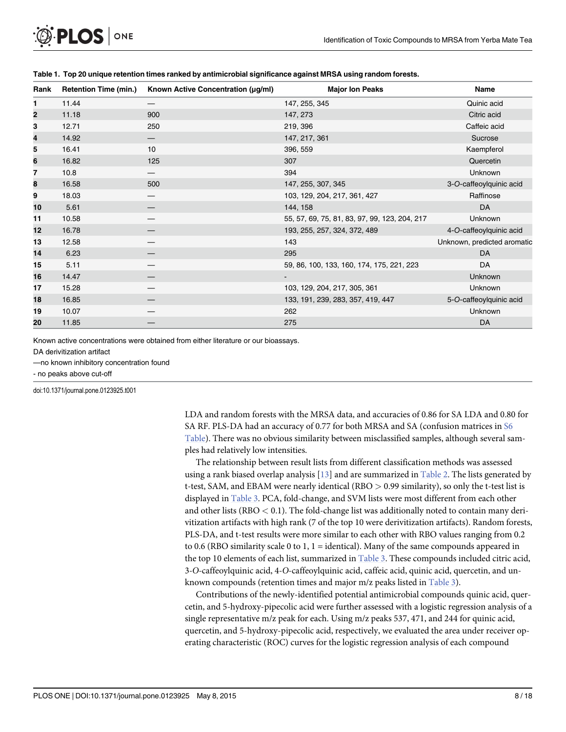**Table 1. Top 20 unique retention times ranked by antimicrobial significance against MRSA using random forests.**

| Rank | Retention Time (min.) | Known Active Concentration (μg/ml) | Major Ion Peaks | Name |
|---|---|---|---|---|
| 1 | 11.44 | — | 147, 255, 345 | Quinic acid |
| 2 | 11.18 | 900 | 147, 273 | Citric acid |
| 3 | 12.71 | 250 | 219, 396 | Caffeic acid |
| 4 | 14.92 | — | 147, 217, 361 | Sucrose |
| 5 | 16.41 | 10 | 396, 559 | Kaempferol |
| 6 | 16.82 | 125 | 307 | Quercetin |
| 7 | 10.8 | — | 394 | Unknown |
| 8 | 16.58 | 500 | 147, 255, 307, 345 | 3-*O*-caffeoylquinic acid |
| 9 | 18.03 | — | 103, 129, 204, 217, 361, 427 | Raffinose |
| 10 | 5.61 | — | 144, 158 | DA |
| 11 | 10.58 | — | 55, 57, 69, 75, 81, 83, 97, 99, 123, 204, 217 | Unknown |
| 12 | 16.78 | — | 193, 255, 257, 324, 372, 489 | 4-*O*-caffeoylquinic acid |
| 13 | 12.58 | — | 143 | Unknown, predicted aromatic |
| 14 | 6.23 | — | 295 | DA |
| 15 | 5.11 | — | 59, 86, 100, 133, 160, 174, 175, 221, 223 | DA |
| 16 | 14.47 | — | - | Unknown |
| 17 | 15.28 | — | 103, 129, 204, 217, 305, 361 | Unknown |
| 18 | 16.85 | — | 133, 191, 239, 283, 357, 419, 447 | 5-*O*-caffeoylquinic acid |
| 19 | 10.07 | — | 262 | Unknown |
| 20 | 11.85 | — | 275 | DA |

Known active concentrations were obtained from either literature or our bioassays.

DA derivitization artifact

—no known inhibitory concentration found

- no peaks above cut-off

doi:10.1371/journal.pone.0123925.t001

LDA and random forests with the MRSA data, and accuracies of 0.86 for SA LDA and 0.80 for SA RF. PLS-DA had an accuracy of 0.77 for both MRSA and SA (confusion matrices in S6 Table). There was no obvious similarity between misclassified samples, although several samples had relatively low intensities.

The relationship between result lists from different classification methods was assessed using a rank biased overlap analysis [13] and are summarized in Table 2. The lists generated by t-test, SAM, and EBAM were nearly identical (RBO $> 0.99$ similarity), so only the t-test list is displayed in Table 3. PCA, fold-change, and SVM lists were most different from each other and other lists (RBO $< 0.1$). The fold-change list was additionally noted to contain many derivitization artifacts with high rank (7 of the top 10 were derivitization artifacts). Random forests, PLS-DA, and t-test results were more similar to each other with RBO values ranging from 0.2 to 0.6 (RBO similarity scale 0 to 1, 1 = identical). Many of the same compounds appeared in the top 10 elements of each list, summarized in Table 3. These compounds included citric acid, 3-*O*-caffeoylquinic acid, 4-*O*-caffeoylquinic acid, caffeic acid, quinic acid, quercetin, and unknown compounds (retention times and major m/z peaks listed in Table 3).

Contributions of the newly-identified potential antimicrobial compounds quinic acid, quercetin, and 5-hydroxy-pipecolic acid were further assessed with a logistic regression analysis of a single representative m/z peak for each. Using m/z peaks 537, 471, and 244 for quinic acid, quercetin, and 5-hydroxy-pipecolic acid, respectively, we evaluated the area under receiver operating characteristic (ROC) curves for the logistic regression analysis of each compound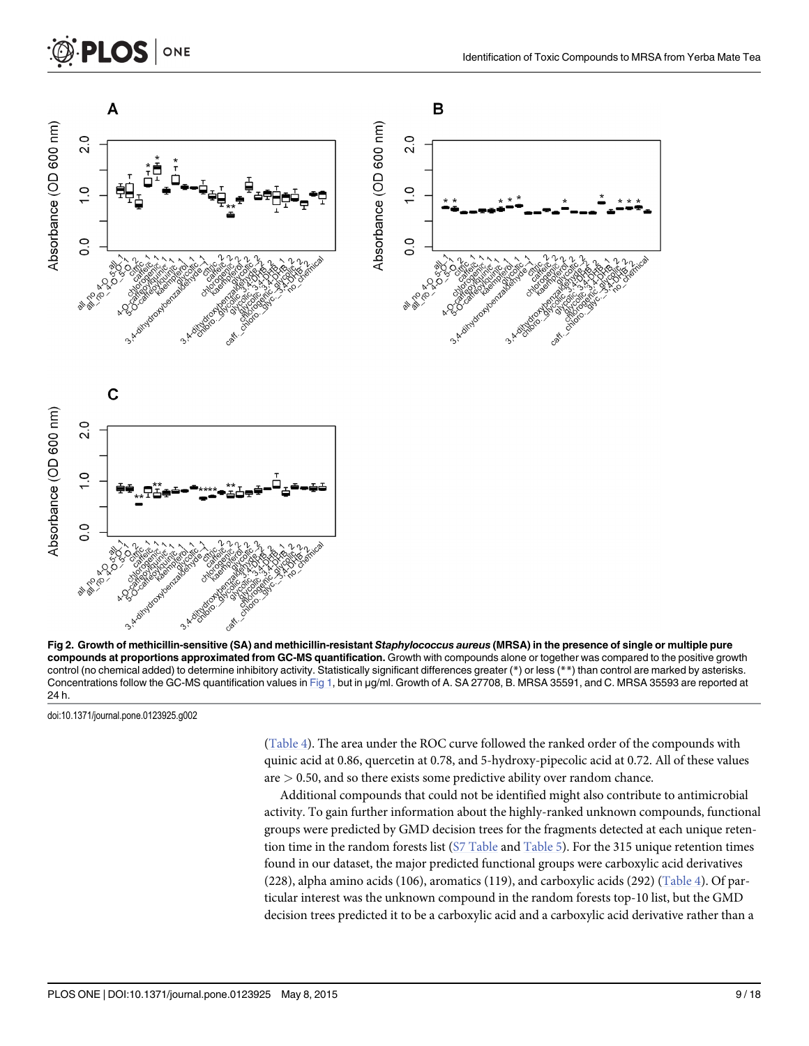Fig 2. Growth of methicillin-sensitive (SA) and methicillin-resistant *Staphylococcus aureus* (MRSA) in the presence of single or multiple pure compounds at proportions approximated from GC-MS quantification. Growth with compounds alone or together was compared to the positive growth control (no chemical added) to determine inhibitory activity. Statistically significant differences greater (*) or less (**) than control are marked by asterisks. Concentrations follow the GC-MS quantification values in Fig 1, but in µg/ml. Growth of A. SA 27708, B. MRSA 35591, and C. MRSA 35593 are reported at 24 h.

doi:10.1371/journal.pone.0123925.g002

(Table 4). The area under the ROC curve followed the ranked order of the compounds with quinic acid at 0.86, quercetin at 0.78, and 5-hydroxy-pipecolic acid at 0.72. All of these values are > 0.50, and so there exists some predictive ability over random chance.

Additional compounds that could not be identified might also contribute to antimicrobial activity. To gain further information about the highly-ranked unknown compounds, functional groups were predicted by GMD decision trees for the fragments detected at each unique retention time in the random forests list (S7 Table and Table 5). For the 315 unique retention times found in our dataset, the major predicted functional groups were carboxylic acid derivatives (228), alpha amino acids (106), aromatics (119), and carboxylic acids (292) (Table 4). Of particular interest was the unknown compound in the random forests top-10 list, but the GMD decision trees predicted it to be a carboxylic acid and a carboxylic acid derivative rather than a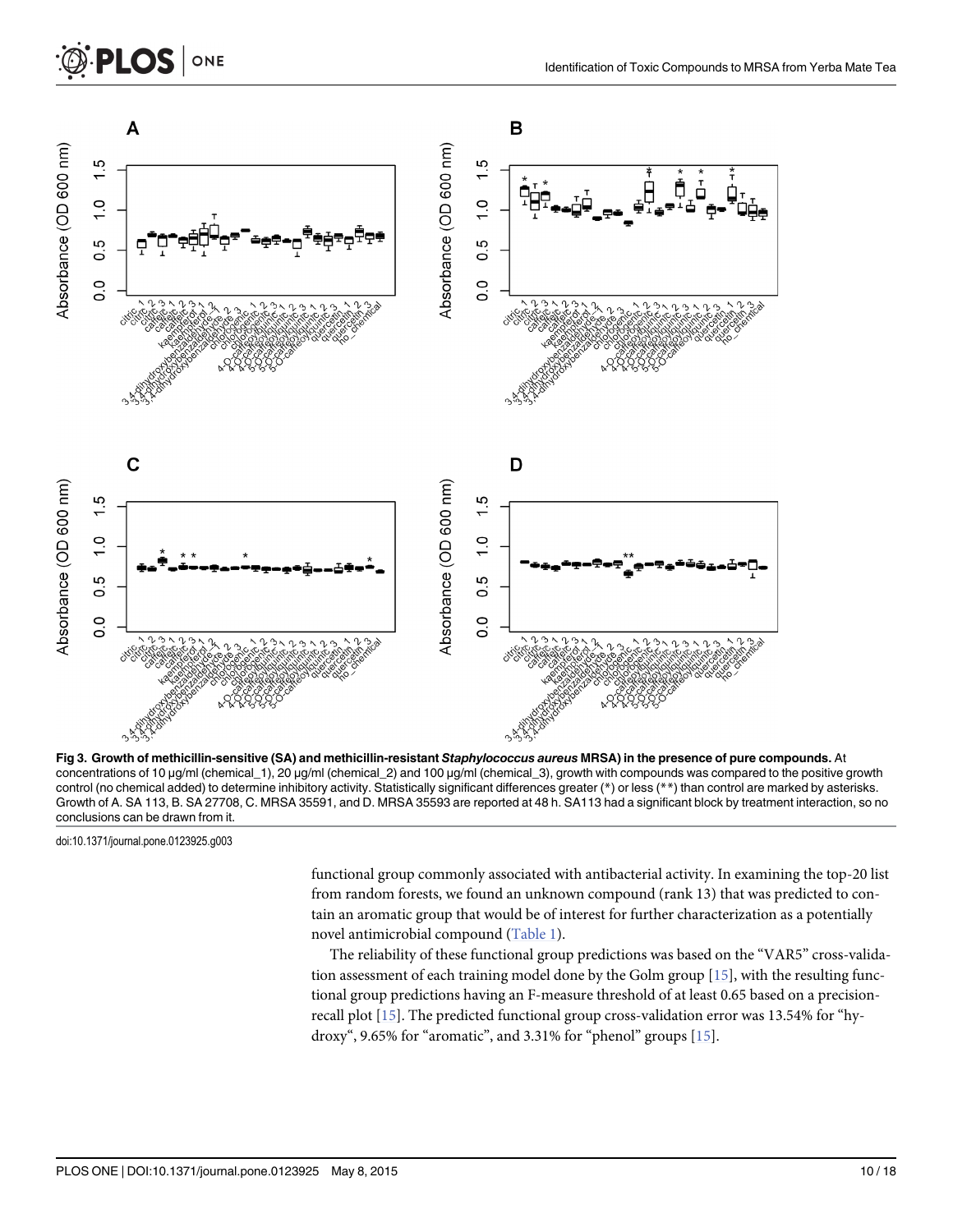Fig 3. Growth of methicillin-sensitive (SA) and methicillin-resistant *Staphylococcus aureus* MRSA) in the presence of pure compounds. At concentrations of 10 μg/ml (chemical_1), 20 μg/ml (chemical_2) and 100 μg/ml (chemical_3), growth with compounds was compared to the positive growth control (no chemical added) to determine inhibitory activity. Statistically significant differences greater (*) or less (**) than control are marked by asterisks. Growth of A. SA 113, B. SA 27708, C. MRSA 35591, and D. MRSA 35593 are reported at 48 h. SA113 had a significant block by treatment interaction, so no conclusions can be drawn from it.

doi:10.1371/journal.pone.0123925.g003

functional group commonly associated with antibacterial activity. In examining the top-20 list from random forests, we found an unknown compound (rank 13) that was predicted to contain an aromatic group that would be of interest for further characterization as a potentially novel antimicrobial compound (Table 1).

The reliability of these functional group predictions was based on the "VAR5" cross-validation assessment of each training model done by the Golm group [15], with the resulting functional group predictions having an F-measure threshold of at least 0.65 based on a precision-recall plot [15]. The predicted functional group cross-validation error was 13.54% for "hydroxy", 9.65% for "aromatic", and 3.31% for "phenol" groups [15].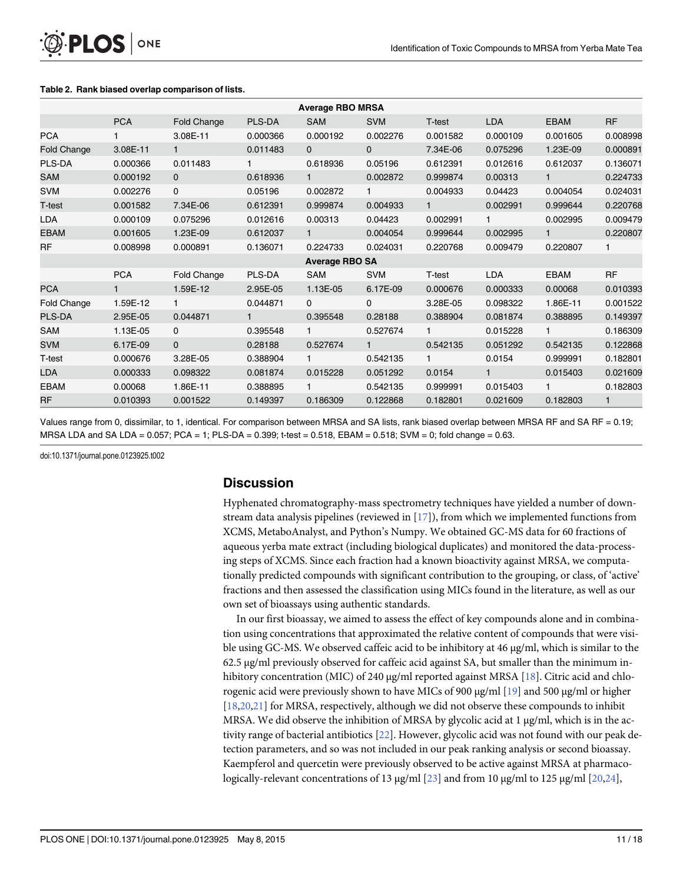**Table 2. Rank biased overlap comparison of lists.**

| | PCA | Fold Change | PLS-DA | SAM | SVM | T-test | LDA | EBAM | RF |
|---|---|---|---|---|---|---|---|---|---|
| **Average RBO MRSA** | | | | | | | | | |
| PCA | 1 | 3.08E-11 | 0.000366 | 0.000192 | 0.002276 | 0.001582 | 0.000109 | 0.001605 | 0.008998 |
| Fold Change | 3.08E-11 | 1 | 0.011483 | 0 | 0 | 7.34E-06 | 0.075296 | 1.23E-09 | 0.000891 |
| PLS-DA | 0.000366 | 0.011483 | 1 | 0.618936 | 0.05196 | 0.612391 | 0.012616 | 0.612037 | 0.136071 |
| SAM | 0.000192 | 0 | 0.618936 | 1 | 0.002872 | 0.999874 | 0.00313 | 1 | 0.224733 |
| SVM | 0.002276 | 0 | 0.05196 | 0.002872 | 1 | 0.004933 | 0.04423 | 0.004054 | 0.024031 |
| T-test | 0.001582 | 7.34E-06 | 0.612391 | 0.999874 | 0.004933 | 1 | 0.002991 | 0.999644 | 0.220768 |
| LDA | 0.000109 | 0.075296 | 0.012616 | 0.00313 | 0.04423 | 0.002991 | 1 | 0.002995 | 0.009479 |
| EBAM | 0.001605 | 1.23E-09 | 0.612037 | 1 | 0.004054 | 0.999644 | 0.002995 | 1 | 0.220807 |
| RF | 0.008998 | 0.000891 | 0.136071 | 0.224733 | 0.024031 | 0.220768 | 0.009479 | 0.220807 | 1 |
| **Average RBO SA** | | | | | | | | | |
| | PCA | Fold Change | PLS-DA | SAM | SVM | T-test | LDA | EBAM | RF |
| PCA | 1 | 1.59E-12 | 2.95E-05 | 1.13E-05 | 6.17E-09 | 0.000676 | 0.000333 | 0.00068 | 0.010393 |
| Fold Change | 1.59E-12 | 1 | 0.044871 | 0 | 0 | 3.28E-05 | 0.098322 | 1.86E-11 | 0.001522 |
| PLS-DA | 2.95E-05 | 0.044871 | 1 | 0.395548 | 0.28188 | 0.388904 | 0.081874 | 0.388895 | 0.149397 |
| SAM | 1.13E-05 | 0 | 0.395548 | 1 | 0.527674 | 1 | 0.015228 | 1 | 0.186309 |
| SVM | 6.17E-09 | 0 | 0.28188 | 0.527674 | 1 | 0.542135 | 0.051292 | 0.542135 | 0.122868 |
| T-test | 0.000676 | 3.28E-05 | 0.388904 | 1 | 0.542135 | 1 | 0.0154 | 0.999991 | 0.182801 |
| LDA | 0.000333 | 0.098322 | 0.081874 | 0.015228 | 0.051292 | 0.0154 | 1 | 0.015403 | 0.021609 |
| EBAM | 0.00068 | 1.86E-11 | 0.388895 | 1 | 0.542135 | 0.999991 | 0.015403 | 1 | 0.182803 |
| RF | 0.010393 | 0.001522 | 0.149397 | 0.186309 | 0.122868 | 0.182801 | 0.021609 | 0.182803 | 1 |

Values range from 0, dissimilar, to 1, identical. For comparison between MRSA and SA lists, rank biased overlap between MRSA RF and SA RF = 0.19; MRSA LDA and SA LDA = 0.057; PCA = 1; PLS-DA = 0.399; t-test = 0.518, EBAM = 0.518; SVM = 0; fold change = 0.63.

doi:10.1371/journal.pone.0123925.t002

## Discussion

Hyphenated chromatography-mass spectrometry techniques have yielded a number of downstream data analysis pipelines (reviewed in [17]), from which we implemented functions from XCMS, MetaboAnalyst, and Python's Numpy. We obtained GC-MS data for 60 fractions of aqueous yerba mate extract (including biological duplicates) and monitored the data-processing steps of XCMS. Since each fraction had a known bioactivity against MRSA, we computationally predicted compounds with significant contribution to the grouping, or class, of 'active' fractions and then assessed the classification using MICs found in the literature, as well as our own set of bioassays using authentic standards.

In our first bioassay, we aimed to assess the effect of key compounds alone and in combination using concentrations that approximated the relative content of compounds that were visible using GC-MS. We observed caffeic acid to be inhibitory at 46 μg/ml, which is similar to the 62.5 μg/ml previously observed for caffeic acid against SA, but smaller than the minimum inhibitory concentration (MIC) of 240 μg/ml reported against MRSA [18]. Citric acid and chlorogenic acid were previously shown to have MICs of 900 μg/ml [19] and 500 μg/ml or higher [18,20,21] for MRSA, respectively, although we did not observe these compounds to inhibit MRSA. We did observe the inhibition of MRSA by glycolic acid at 1 μg/ml, which is in the activity range of bacterial antibiotics [22]. However, glycolic acid was not found with our peak detection parameters, and so was not included in our peak ranking analysis or second bioassay. Kaempferol and quercetin were previously observed to be active against MRSA at pharmacologically-relevant concentrations of 13 μg/ml [23] and from 10 μg/ml to 125 μg/ml [20,24],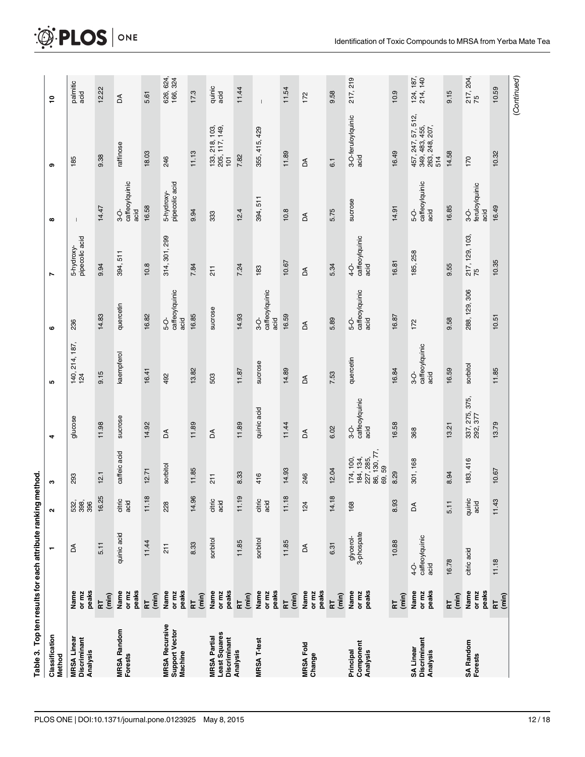**Table 3. Top ten results for each attribute ranking method.**

| Classification Method | | 1 | 2 | 3 | 4 | 5 | 6 | 7 | 8 | 9 | 10 |
|---|---|---|---|---|---|---|---|---|---|---|---|
| MRSA Linear Discriminant Analysis | Name or mz peaks | DA | 532, 398, 396 | 293 | glucose | 140, 214, 187, 124 | 236 | 5-hydroxy-pipecolic acid | – | 185 | palmitic acid |
| | RT (min) | 5.11 | 16.25 | 12.1 | 11.98 | 9.15 | 14.83 | 9.94 | 14.47 | 9.38 | 12.22 |
| MRSA Random Forests | Name or mz peaks | quinic acid | citric acid | caffeic acid | sucrose | kaempferol | quercetin | 394, 511 | 3-O-caffeoylquinic acid | raffinose | DA |
| | RT (min) | 11.44 | 11.18 | 12.71 | 14.92 | 16.41 | 16.82 | 10.8 | 16.58 | 18.03 | 5.61 |
| MRSA Recursive Support Vector Machine | Name or mz peaks | 211 | 228 | sorbitol | DA | 492 | 5-O-caffeoylquinic acid | 314, 301, 299 | 5-hydroxy-pipecolic acid | 246 | 626, 624, 166, 324 |
| | RT (min) | 8.33 | 14.96 | 11.85 | 11.89 | 13.82 | 16.85 | 7.84 | 9.94 | 11.13 | 17.3 |
| MRSA Partial Least Squares Discriminant Analysis | Name or mz peaks | sorbitol | citric acid | 211 | DA | 503 | sucrose | 211 | 333 | 133, 218, 103, 205, 117, 149, 101 | quinic acid |
| | RT (min) | 11.85 | 11.19 | 8.33 | 11.89 | 11.87 | 14.93 | 7.24 | 12.4 | 7.82 | 11.44 |
| MRSA T-test | Name or mz peaks | sorbitol | citric acid | 416 | quinic acid | sucrose | 3-O-caffeoylquinic acid | 183 | 394, 511 | 355, 415, 429 | – |
| | RT (min) | 11.85 | 11.18 | 14.93 | 11.44 | 14.89 | 16.59 | 10.67 | 10.8 | 11.89 | 11.54 |
| MRSA Fold Change | Name or mz peaks | DA | 124 | 246 | DA | DA | DA | DA | DA | DA | 172 |
| | RT (min) | 6.31 | 14.18 | 12.04 | 6.02 | 7.53 | 5.89 | 5.34 | 5.75 | 6.1 | 9.58 |
| Principal Component Analysis | Name or mz peaks | glycerol-3-phospate | 168 | 174, 100, 184, 134, 227, 285, 86, 130, 77, 69, 59 | 3-O-caffeoylquinic acid | quercetin | 5-O-caffeoylquinic acid | 4-O-caffeoylquinic acid | sucrose | 3-O-feruloylquinic acid | 217, 219 |
| | RT (min) | 10.88 | 8.93 | 8.29 | 16.58 | 16.84 | 16.87 | 16.81 | 14.91 | 16.49 | 10.9 |
| SA Linear Discriminant Analysis | Name or mz peaks | 4-O-caffeoylquinic acid | DA | 301, 168 | 368 | 3-O-caffeoylquinic acid | 172 | 185, 258 | 5-O-caffeoylquinic acid | 457, 247, 57, 512, 349, 483, 455, 263, 248, 207, 514 | 124, 187, 214, 140 |
| | RT (min) | 16.78 | 5.11 | 8.94 | 13.21 | 16.59 | 9.58 | 9.55 | 16.85 | 14.58 | 9.15 |
| SA Random Forests | Name or mz peaks | citric acid | quinic acid | 183, 416 | 337, 275, 375, 292, 377 | sorbitol | 288, 129, 306 | 217, 129, 103, 75 | 3-O-feruloylquinic acid | 170 | 217, 204, 75 |
| | RT (min) | 11.18 | 11.43 | 10.67 | 13.79 | 11.85 | 10.51 | 10.35 | 16.49 | 10.32 | 10.59 |

(Continued)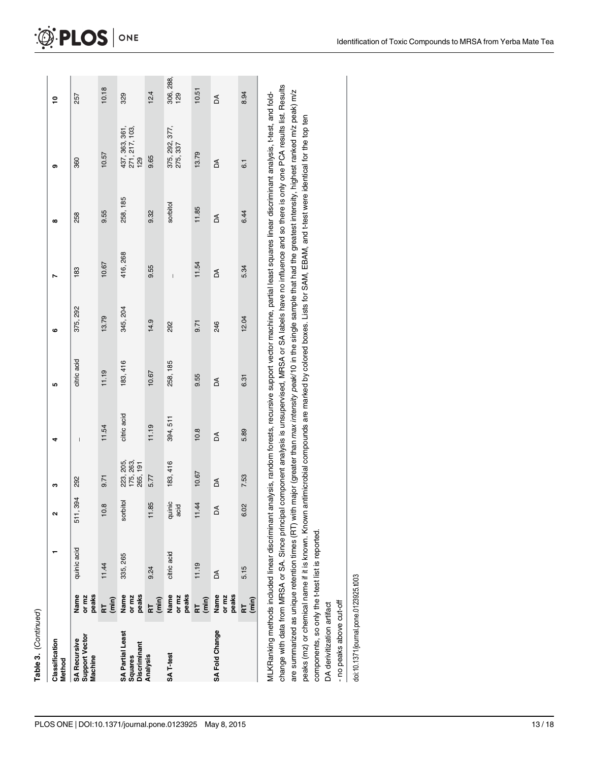Table 3. (Continued)

| Classification Method | | 1 | 2 | 3 | 4 | 5 | 6 | 7 | 8 | 9 | 10 |
|---|---|---|---|---|---|---|---|---|---|---|---|
| SA Recursive Support Vector Machine | Name or mz peaks | quinic acid | 511, 394 | 292 | - | citric acid | 375, 292 | 183 | 258 | 360 | 257 |
| | RT (min) | 11.44 | 10.8 | 9.71 | 11.54 | 11.19 | 13.79 | 10.67 | 9.55 | 10.57 | 10.18 |
| SA Partial Least Squares Discriminant Analysis | Name or mz peaks | 335, 265 | sorbitol | 223, 205, 175, 263, 265, 191 | citric acid | 183, 416 | 345, 204 | 416, 268 | 258, 185 | 437, 363, 361, 271, 217, 103, 129 | 329 |
| | RT (min) | 9.24 | 11.85 | 5.77 | 11.19 | 10.67 | 14.9 | 9.55 | 9.32 | 9.65 | 12.4 |
| SA T-test | Name or mz peaks | citric acid | quinic acid | 183, 416 | 394, 511 | 258, 185 | 292 | - | sorbitol | 375, 292, 377, 275, 337 | 306, 288, 129 |
| | RT (min) | 11.19 | 11.44 | 10.67 | 10.8 | 9.55 | 9.71 | 11.54 | 11.85 | 13.79 | 10.51 |
| SA Fold Change | Name or mz peaks | DA | DA | DA | DA | DA | 246 | DA | DA | DA | DA |
| | RT (min) | 5.15 | 6.02 | 7.53 | 5.89 | 6.31 | 12.04 | 5.34 | 6.44 | 6.1 | 8.94 |

MLKRanking methods included linear discriminant analysis, random forests, recursive support vector machine, partial least squares linear discriminant analysis, t-test, and fold-change with data from MRSA or SA. Since principal component analysis is unsupervised, MRSA or SA labels have no influence and so there is only one PCA results list. Results are summarized as unique retention times (RT) with major (greater than *max intensity peak*/10 in the single sample that had the greatest intensity, highest ranked m/z peak) m/z peaks (mz) or chemical name if it is known. Known antimicrobial compounds are marked by colored boxes. Lists for SAM, EBAM, and t-test were identical for the top ten components, so only the t-test list is reported.

DA derivitization artifact

\- no peaks above cut-off

doi:10.1371/journal.pone.0123925.t003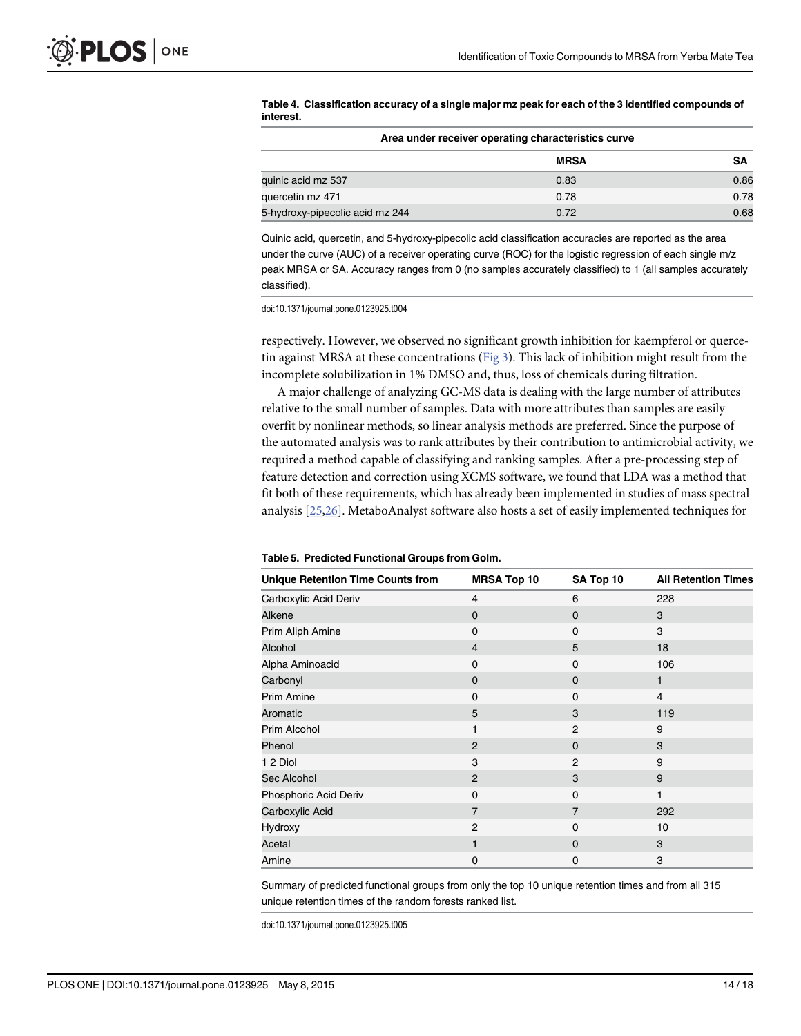**Table 4. Classification accuracy of a single major mz peak for each of the 3 identified compounds of interest.**

| Area under receiver operating characteristics curve | | |
|---|---|---|
| | MRSA | SA |
| quinic acid mz 537 | 0.83 | 0.86 |
| quercetin mz 471 | 0.78 | 0.78 |
| 5-hydroxy-pipecolic acid mz 244 | 0.72 | 0.68 |

Quinic acid, quercetin, and 5-hydroxy-pipecolic acid classification accuracies are reported as the area under the curve (AUC) of a receiver operating curve (ROC) for the logistic regression of each single m/z peak MRSA or SA. Accuracy ranges from 0 (no samples accurately classified) to 1 (all samples accurately classified).

doi:10.1371/journal.pone.0123925.t004

respectively. However, we observed no significant growth inhibition for kaempferol or quercetin against MRSA at these concentrations (Fig 3). This lack of inhibition might result from the incomplete solubilization in 1% DMSO and, thus, loss of chemicals during filtration.

A major challenge of analyzing GC-MS data is dealing with the large number of attributes relative to the small number of samples. Data with more attributes than samples are easily overfit by nonlinear methods, so linear analysis methods are preferred. Since the purpose of the automated analysis was to rank attributes by their contribution to antimicrobial activity, we required a method capable of classifying and ranking samples. After a pre-processing step of feature detection and correction using XCMS software, we found that LDA was a method that fit both of these requirements, which has already been implemented in studies of mass spectral analysis [25,26]. MetaboAnalyst software also hosts a set of easily implemented techniques for

**Table 5. Predicted Functional Groups from Golm.**

| Unique Retention Time Counts from | MRSA Top 10 | SA Top 10 | All Retention Times |
|---|---|---|---|
| Carboxylic Acid Deriv | 4 | 6 | 228 |
| Alkene | 0 | 0 | 3 |
| Prim Aliph Amine | 0 | 0 | 3 |
| Alcohol | 4 | 5 | 18 |
| Alpha Aminoacid | 0 | 0 | 106 |
| Carbonyl | 0 | 0 | 1 |
| Prim Amine | 0 | 0 | 4 |
| Aromatic | 5 | 3 | 119 |
| Prim Alcohol | 1 | 2 | 9 |
| Phenol | 2 | 0 | 3 |
| 1 2 Diol | 3 | 2 | 9 |
| Sec Alcohol | 2 | 3 | 9 |
| Phosphoric Acid Deriv | 0 | 0 | 1 |
| Carboxylic Acid | 7 | 7 | 292 |
| Hydroxy | 2 | 0 | 10 |
| Acetal | 1 | 0 | 3 |
| Amine | 0 | 0 | 3 |

Summary of predicted functional groups from only the top 10 unique retention times and from all 315 unique retention times of the random forests ranked list.

doi:10.1371/journal.pone.0123925.t005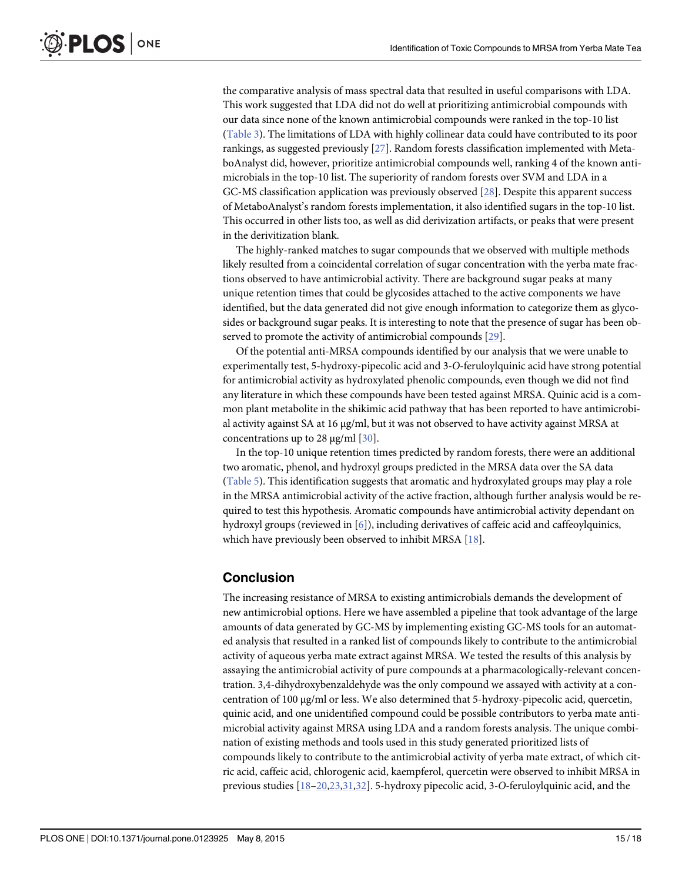the comparative analysis of mass spectral data that resulted in useful comparisons with LDA. This work suggested that LDA did not do well at prioritizing antimicrobial compounds with our data since none of the known antimicrobial compounds were ranked in the top-10 list (Table 3). The limitations of LDA with highly collinear data could have contributed to its poor rankings, as suggested previously [27]. Random forests classification implemented with MetaboAnalyst did, however, prioritize antimicrobial compounds well, ranking 4 of the known antimicrobials in the top-10 list. The superiority of random forests over SVM and LDA in a GC-MS classification application was previously observed [28]. Despite this apparent success of MetaboAnalyst's random forests implementation, it also identified sugars in the top-10 list. This occurred in other lists too, as well as did derivization artifacts, or peaks that were present in the derivitization blank.

The highly-ranked matches to sugar compounds that we observed with multiple methods likely resulted from a coincidental correlation of sugar concentration with the yerba mate fractions observed to have antimicrobial activity. There are background sugar peaks at many unique retention times that could be glycosides attached to the active components we have identified, but the data generated did not give enough information to categorize them as glycosides or background sugar peaks. It is interesting to note that the presence of sugar has been observed to promote the activity of antimicrobial compounds [29].

Of the potential anti-MRSA compounds identified by our analysis that we were unable to experimentally test, 5-hydroxy-pipecolic acid and 3-*O*-feruloylquinic acid have strong potential for antimicrobial activity as hydroxylated phenolic compounds, even though we did not find any literature in which these compounds have been tested against MRSA. Quinic acid is a common plant metabolite in the shikimic acid pathway that has been reported to have antimicrobial activity against SA at 16 μg/ml, but it was not observed to have activity against MRSA at concentrations up to 28 μg/ml [30].

In the top-10 unique retention times predicted by random forests, there were an additional two aromatic, phenol, and hydroxyl groups predicted in the MRSA data over the SA data (Table 5). This identification suggests that aromatic and hydroxylated groups may play a role in the MRSA antimicrobial activity of the active fraction, although further analysis would be required to test this hypothesis. Aromatic compounds have antimicrobial activity dependant on hydroxyl groups (reviewed in [6]), including derivatives of caffeic acid and caffeoylquinics, which have previously been observed to inhibit MRSA [18].

## Conclusion

The increasing resistance of MRSA to existing antimicrobials demands the development of new antimicrobial options. Here we have assembled a pipeline that took advantage of the large amounts of data generated by GC-MS by implementing existing GC-MS tools for an automated analysis that resulted in a ranked list of compounds likely to contribute to the antimicrobial activity of aqueous yerba mate extract against MRSA. We tested the results of this analysis by assaying the antimicrobial activity of pure compounds at a pharmacologically-relevant concentration. 3,4-dihydroxybenzaldehyde was the only compound we assayed with activity at a concentration of 100 μg/ml or less. We also determined that 5-hydroxy-pipecolic acid, quercetin, quinic acid, and one unidentified compound could be possible contributors to yerba mate antimicrobial activity against MRSA using LDA and a random forests analysis. The unique combination of existing methods and tools used in this study generated prioritized lists of compounds likely to contribute to the antimicrobial activity of yerba mate extract, of which citric acid, caffeic acid, chlorogenic acid, kaempferol, quercetin were observed to inhibit MRSA in previous studies [18–20,23,31,32]. 5-hydroxy pipecolic acid, 3-*O*-feruloylquinic acid, and the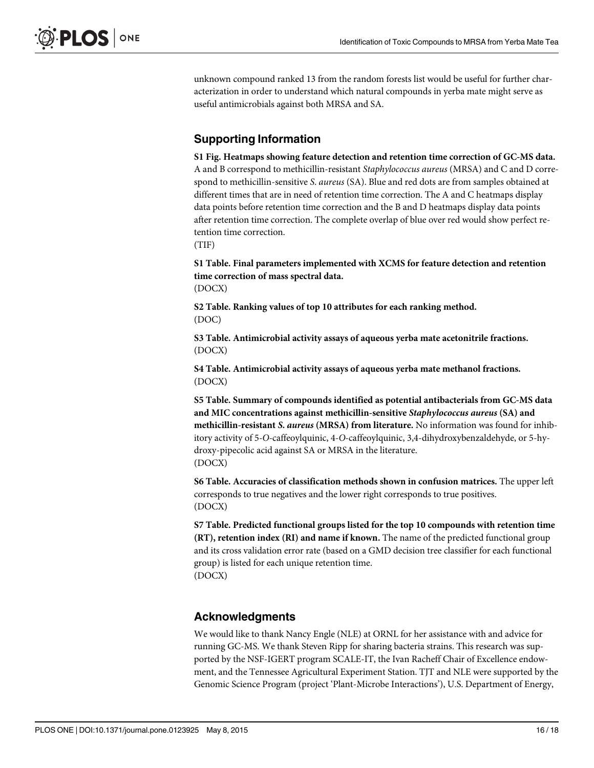unknown compound ranked 13 from the random forests list would be useful for further characterization in order to understand which natural compounds in yerba mate might serve as useful antimicrobials against both MRSA and SA.

## Supporting Information

**S1 Fig. Heatmaps showing feature detection and retention time correction of GC-MS data.** A and B correspond to methicillin-resistant *Staphylococcus aureus* (MRSA) and C and D correspond to methicillin-sensitive *S. aureus* (SA). Blue and red dots are from samples obtained at different times that are in need of retention time correction. The A and C heatmaps display data points before retention time correction and the B and D heatmaps display data points after retention time correction. The complete overlap of blue over red would show perfect retention time correction.
(TIF)

**S1 Table. Final parameters implemented with XCMS for feature detection and retention time correction of mass spectral data.**
(DOCX)

**S2 Table. Ranking values of top 10 attributes for each ranking method.**
(DOC)

**S3 Table. Antimicrobial activity assays of aqueous yerba mate acetonitrile fractions.**
(DOCX)

**S4 Table. Antimicrobial activity assays of aqueous yerba mate methanol fractions.**
(DOCX)

**S5 Table. Summary of compounds identified as potential antibacterials from GC-MS data and MIC concentrations against methicillin-sensitive *Staphylococcus aureus* (SA) and methicillin-resistant *S. aureus* (MRSA) from literature.** No information was found for inhibitory activity of 5-*O*-caffeoylquinic, 4-*O*-caffeoylquinic, 3,4-dihydroxybenzaldehyde, or 5-hydroxy-pipecolic acid against SA or MRSA in the literature.
(DOCX)

**S6 Table. Accuracies of classification methods shown in confusion matrices.** The upper left corresponds to true negatives and the lower right corresponds to true positives.
(DOCX)

**S7 Table. Predicted functional groups listed for the top 10 compounds with retention time (RT), retention index (RI) and name if known.** The name of the predicted functional group and its cross validation error rate (based on a GMD decision tree classifier for each functional group) is listed for each unique retention time.
(DOCX)

## Acknowledgments

We would like to thank Nancy Engle (NLE) at ORNL for her assistance with and advice for running GC-MS. We thank Steven Ripp for sharing bacteria strains. This research was supported by the NSF-IGERT program SCALE-IT, the Ivan Racheff Chair of Excellence endowment, and the Tennessee Agricultural Experiment Station. TJT and NLE were supported by the Genomic Science Program (project 'Plant-Microbe Interactions'), U.S. Department of Energy,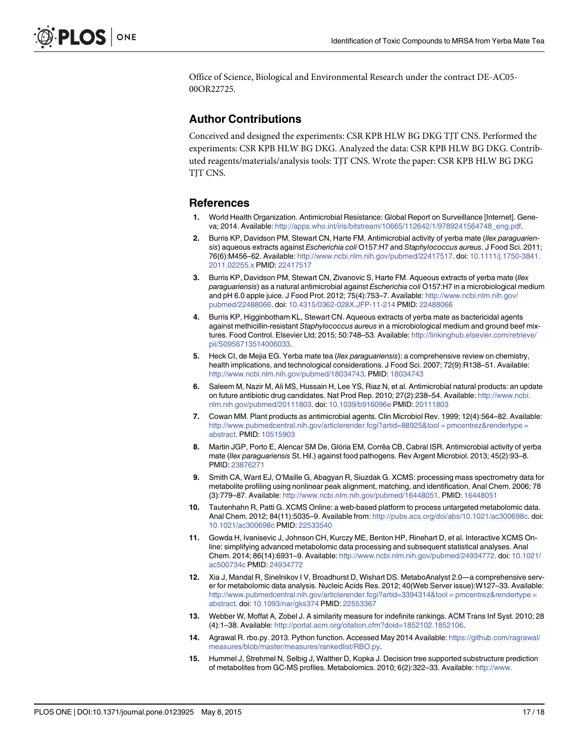Office of Science, Biological and Environmental Research under the contract DE-AC05-00OR22725.

## Author Contributions

Conceived and designed the experiments: CSR KPB HLW BG DKG TJT CNS. Performed the experiments: CSR KPB HLW BG DKG. Analyzed the data: CSR KPB HLW BG DKG. Contributed reagents/materials/analysis tools: TJT CNS. Wrote the paper: CSR KPB HLW BG DKG TJT CNS.

## References

1. World Health Organization. Antimicrobial Resistance: Global Report on Surveillance [Internet]. Geneva; 2014. Available: http://apps.who.int/iris/bitstream/10665/112642/1/9789241564748_eng.pdf.
2. Burris KP, Davidson PM, Stewart CN, Harte FM. Antimicrobial activity of yerba mate (*Ilex paraguariensis*) aqueous extracts against *Escherichia coli* O157:H7 and *Staphylococcus aureus*. J Food Sci. 2011; 76(6):M456–62. Available: http://www.ncbi.nlm.nih.gov/pubmed/22417517. doi: 10.1111/j.1750-3841.2011.02255.x PMID: 22417517
3. Burris KP, Davidson PM, Stewart CN, Zivanovic S, Harte FM. Aqueous extracts of yerba mate (*Ilex paraguariensis*) as a natural antimicrobial against *Escherichia coli* O157:H7 in a microbiological medium and pH 6.0 apple juice. J Food Prot. 2012; 75(4):753–7. Available: http://www.ncbi.nlm.nih.gov/pubmed/22488066. doi: 10.4315/0362-028X.JFP-11-214 PMID: 22488066
4. Burris KP, Higginbotham KL, Stewart CN. Aqueous extracts of yerba mate as bactericidal agents against methicillin-resistant *Staphylococcus aureus* in a microbiological medium and ground beef mixtures. Food Control. Elsevier Ltd; 2015; 50:748–53. Available: http://linkinghub.elsevier.com/retrieve/pii/S0956713514006033.
5. Heck CI, de Mejia EG. Yerba mate tea (*Ilex paraguariensis*): a comprehensive review on chemistry, health implications, and technological considerations. J Food Sci. 2007; 72(9):R138–51. Available: http://www.ncbi.nlm.nih.gov/pubmed/18034743. PMID: 18034743
6. Saleem M, Nazir M, Ali MS, Hussain H, Lee YS, Riaz N, et al. Antimicrobial natural products: an update on future antibiotic drug candidates. Nat Prod Rep. 2010; 27(2):238–54. Available: http://www.ncbi.nlm.nih.gov/pubmed/20111803. doi: 10.1039/b916096e PMID: 20111803
7. Cowan MM. Plant products as antimicrobial agents. Clin Microbiol Rev. 1999; 12(4):564–82. Available: http://www.pubmedcentral.nih.gov/articlerender.fcgi?artid=88925&tool = pmcentrez&rendertype = abstract. PMID: 10515903
8. Martin JGP, Porto E, Alencar SM De, Glória EM, Corrêa CB, Cabral ISR. Antimicrobial activity of yerba mate (*Ilex paraguariensis* St. Hil.) against food pathogens. Rev Argent Microbiol. 2013; 45(2):93–8. PMID: 23876271
9. Smith CA, Want EJ, O'Maille G, Abagyan R, Siuzdak G. XCMS: processing mass spectrometry data for metabolite profiling using nonlinear peak alignment, matching, and identification. Anal Chem. 2006; 78(3):779–87. Available: http://www.ncbi.nlm.nih.gov/pubmed/16448051. PMID: 16448051
10. Tautenhahn R, Patti G. XCMS Online: a web-based platform to process untargeted metabolomic data. Anal Chem. 2012; 84(11):5035–9. Available from: http://pubs.acs.org/doi/abs/10.1021/ac300698c. doi: 10.1021/ac300698c PMID: 22533540
11. Gowda H, Ivanisevic J, Johnson CH, Kurczy ME, Benton HP, Rinehart D, et al. Interactive XCMS Online: simplifying advanced metabolomic data processing and subsequent statistical analyses. Anal Chem. 2014; 86(14):6931–9. Available: http://www.ncbi.nlm.nih.gov/pubmed/24934772. doi: 10.1021/ac500734c PMID: 24934772
12. Xia J, Mandal R, Sinelnikov I V, Broadhurst D, Wishart DS. MetaboAnalyst 2.0—a comprehensive server for metabolomic data analysis. Nucleic Acids Res. 2012; 40(Web Server issue):W127–33. Available: http://www.pubmedcentral.nih.gov/articlerender.fcgi?artid=3394314&tool = pmcentrez&rendertype = abstract. doi: 10.1093/nar/gks374 PMID: 22553367
13. Webber W, Moffat A, Zobel J. A similarity measure for indefinite rankings. ACM Trans Inf Syst. 2010; 28(4):1–38. Available: http://portal.acm.org/citation.cfm?doid=1852102.1852106.
14. Agrawal R. rbo.py. 2013. Python function. Accessed May 2014 Available: https://github.com/ragrawal/measures/blob/master/measures/rankedlist/RBO.py.
15. Hummel J, Strehmel N, Selbig J, Walther D, Kopka J. Decision tree supported substructure prediction of metabolites from GC-MS profiles. Metabolomics. 2010; 6(2):322–33. Available: http://www.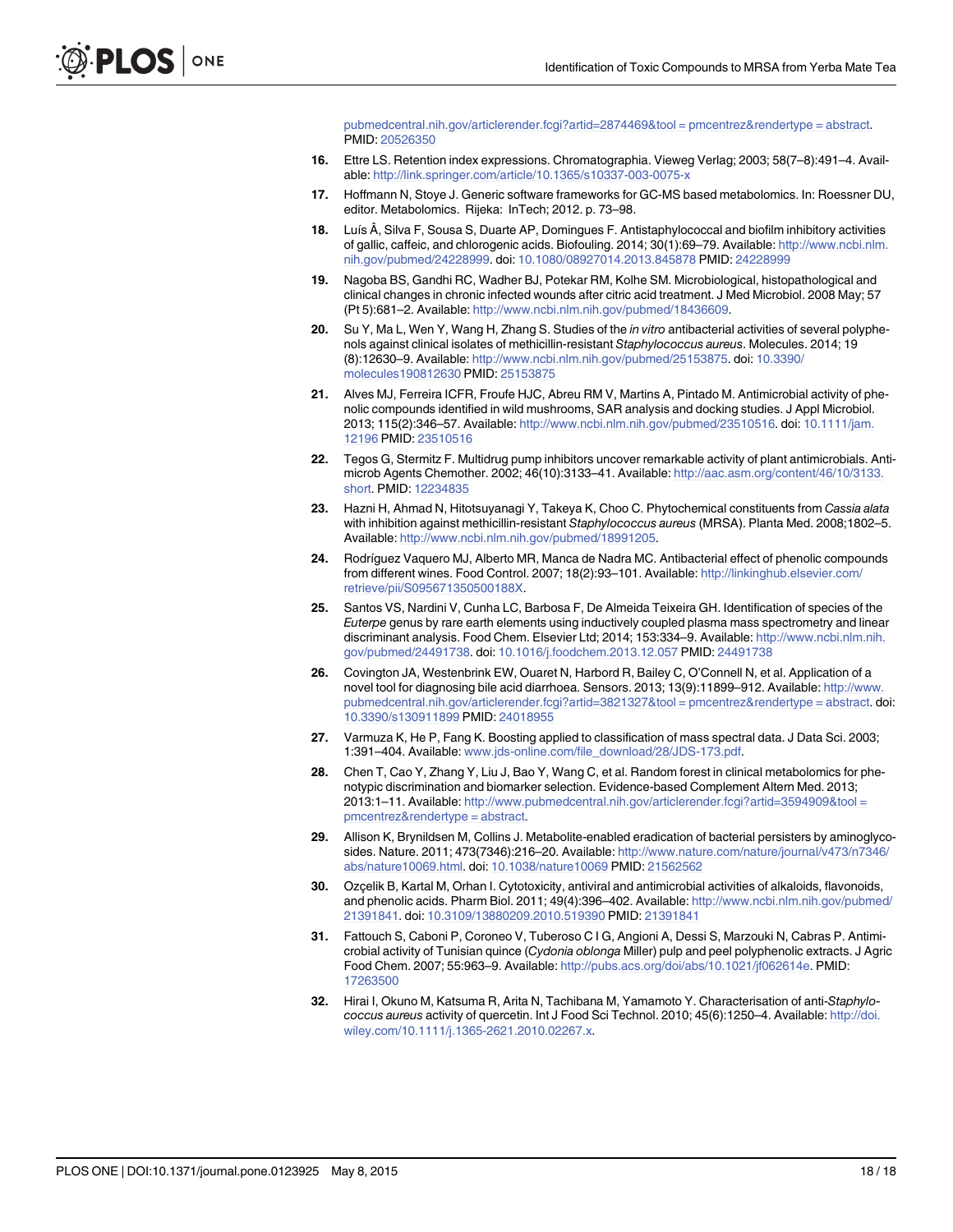pubmedcentral.nih.gov/articlerender.fcgi?artid=2874469&tool = pmcentrez&rendertype = abstract. PMID: 20526350

16. Ettre LS. Retention index expressions. Chromatographia. Vieweg Verlag; 2003; 58(7–8):491–4. Available: http://link.springer.com/article/10.1365/s10337-003-0075-x

17. Hoffmann N, Stoye J. Generic software frameworks for GC-MS based metabolomics. In: Roessner DU, editor. Metabolomics. Rijeka: InTech; 2012. p. 73–98.

18. Luís Â, Silva F, Sousa S, Duarte AP, Domingues F. Antistaphylococcal and biofilm inhibitory activities of gallic, caffeic, and chlorogenic acids. Biofouling. 2014; 30(1):69–79. Available: http://www.ncbi.nlm.nih.gov/pubmed/24228999. doi: 10.1080/08927014.2013.845878 PMID: 24228999

19. Nagoba BS, Gandhi RC, Wadher BJ, Potekar RM, Kolhe SM. Microbiological, histopathological and clinical changes in chronic infected wounds after citric acid treatment. J Med Microbiol. 2008 May; 57 (Pt 5):681–2. Available: http://www.ncbi.nlm.nih.gov/pubmed/18436609.

20. Su Y, Ma L, Wen Y, Wang H, Zhang S. Studies of the *in vitro* antibacterial activities of several polyphenols against clinical isolates of methicillin-resistant *Staphylococcus aureus*. Molecules. 2014; 19 (8):12630–9. Available: http://www.ncbi.nlm.nih.gov/pubmed/25153875. doi: 10.3390/molecules190812630 PMID: 25153875

21. Alves MJ, Ferreira ICFR, Froufe HJC, Abreu RM V, Martins A, Pintado M. Antimicrobial activity of phenolic compounds identified in wild mushrooms, SAR analysis and docking studies. J Appl Microbiol. 2013; 115(2):346–57. Available: http://www.ncbi.nlm.nih.gov/pubmed/23510516. doi: 10.1111/jam.12196 PMID: 23510516

22. Tegos G, Stermitz F. Multidrug pump inhibitors uncover remarkable activity of plant antimicrobials. Antimicrob Agents Chemother. 2002; 46(10):3133–41. Available: http://aac.asm.org/content/46/10/3133.short. PMID: 12234835

23. Hazni H, Ahmad N, Hitotsuyanagi Y, Takeya K, Choo C. Phytochemical constituents from *Cassia alata* with inhibition against methicillin-resistant *Staphylococcus aureus* (MRSA). Planta Med. 2008;1802–5. Available: http://www.ncbi.nlm.nih.gov/pubmed/18991205.

24. Rodríguez Vaquero MJ, Alberto MR, Manca de Nadra MC. Antibacterial effect of phenolic compounds from different wines. Food Control. 2007; 18(2):93–101. Available: http://linkinghub.elsevier.com/retrieve/pii/S095671350500188X.

25. Santos VS, Nardini V, Cunha LC, Barbosa F, De Almeida Teixeira GH. Identification of species of the *Euterpe* genus by rare earth elements using inductively coupled plasma mass spectrometry and linear discriminant analysis. Food Chem. Elsevier Ltd; 2014; 153:334–9. Available: http://www.ncbi.nlm.nih.gov/pubmed/24491738. doi: 10.1016/j.foodchem.2013.12.057 PMID: 24491738

26. Covington JA, Westenbrink EW, Ouaret N, Harbord R, Bailey C, O'Connell N, et al. Application of a novel tool for diagnosing bile acid diarrhoea. Sensors. 2013; 13(9):11899–912. Available: http://www.pubmedcentral.nih.gov/articlerender.fcgi?artid=3821327&tool = pmcentrez&rendertype = abstract. doi: 10.3390/s130911899 PMID: 24018955

27. Varmuza K, He P, Fang K. Boosting applied to classification of mass spectral data. J Data Sci. 2003; 1:391–404. Available: www.jds-online.com/file_download/28/JDS-173.pdf.

28. Chen T, Cao Y, Zhang Y, Liu J, Bao Y, Wang C, et al. Random forest in clinical metabolomics for phenotypic discrimination and biomarker selection. Evidence-based Complement Altern Med. 2013; 2013:1–11. Available: http://www.pubmedcentral.nih.gov/articlerender.fcgi?artid=3594909&tool = pmcentrez&rendertype = abstract.

29. Allison K, Brynildsen M, Collins J. Metabolite-enabled eradication of bacterial persisters by aminoglycosides. Nature. 2011; 473(7346):216–20. Available: http://www.nature.com/nature/journal/v473/n7346/abs/nature10069.html. doi: 10.1038/nature10069 PMID: 21562562

30. Ozçelik B, Kartal M, Orhan I. Cytotoxicity, antiviral and antimicrobial activities of alkaloids, flavonoids, and phenolic acids. Pharm Biol. 2011; 49(4):396–402. Available: http://www.ncbi.nlm.nih.gov/pubmed/21391841. doi: 10.3109/13880209.2010.519390 PMID: 21391841

31. Fattouch S, Caboni P, Coroneo V, Tuberoso C I G, Angioni A, Dessi S, Marzouki N, Cabras P. Antimicrobial activity of Tunisian quince (*Cydonia oblonga* Miller) pulp and peel polyphenolic extracts. J Agric Food Chem. 2007; 55:963–9. Available: http://pubs.acs.org/doi/abs/10.1021/jf062614e. PMID: 17263500

32. Hirai I, Okuno M, Katsuma R, Arita N, Tachibana M, Yamamoto Y. Characterisation of anti-*Staphylococcus aureus* activity of quercetin. Int J Food Sci Technol. 2010; 45(6):1250–4. Available: http://doi.wiley.com/10.1111/j.1365-2621.2010.02267.x.